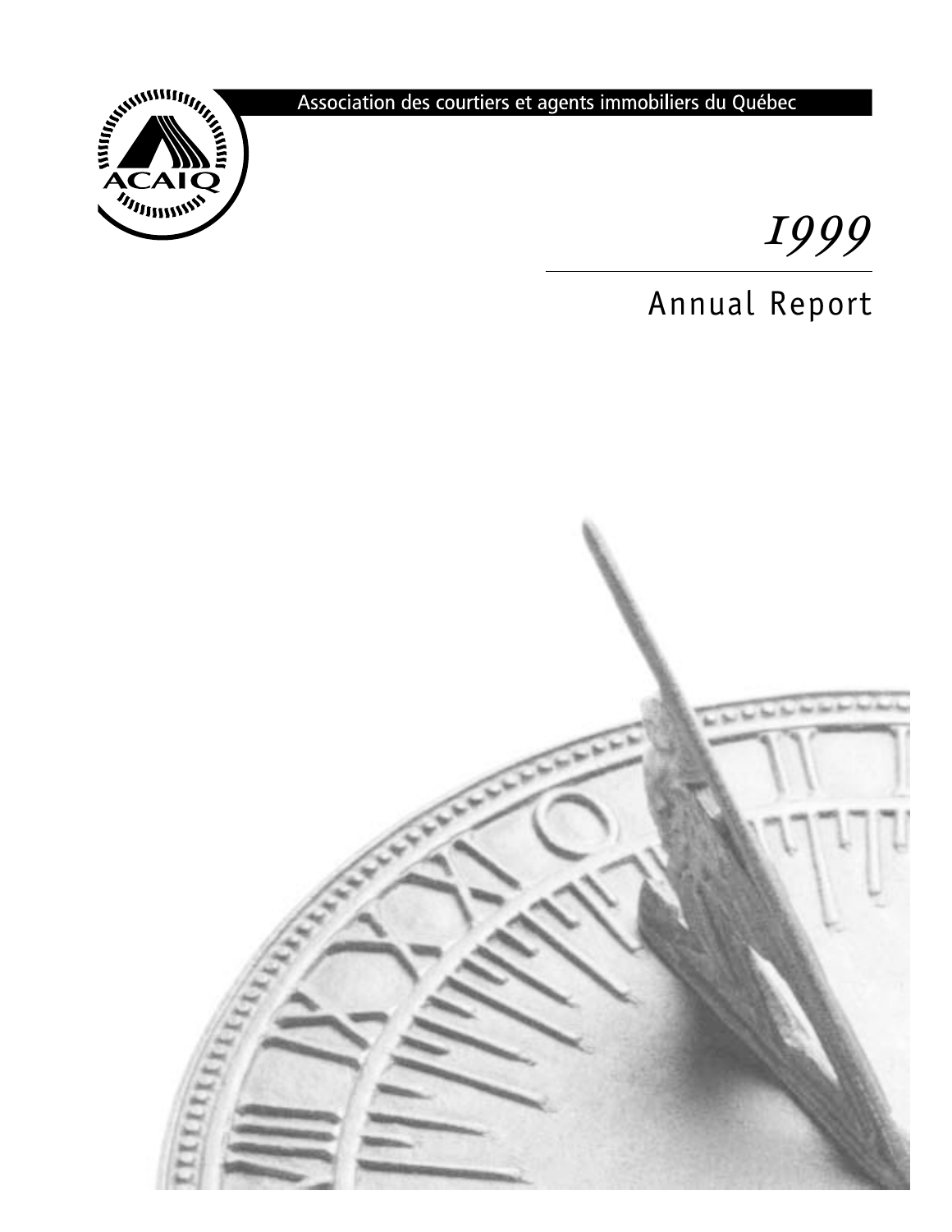Association des courtiers et agents immobiliers du Québec

ACAIQ

# *1999*

# Annual Report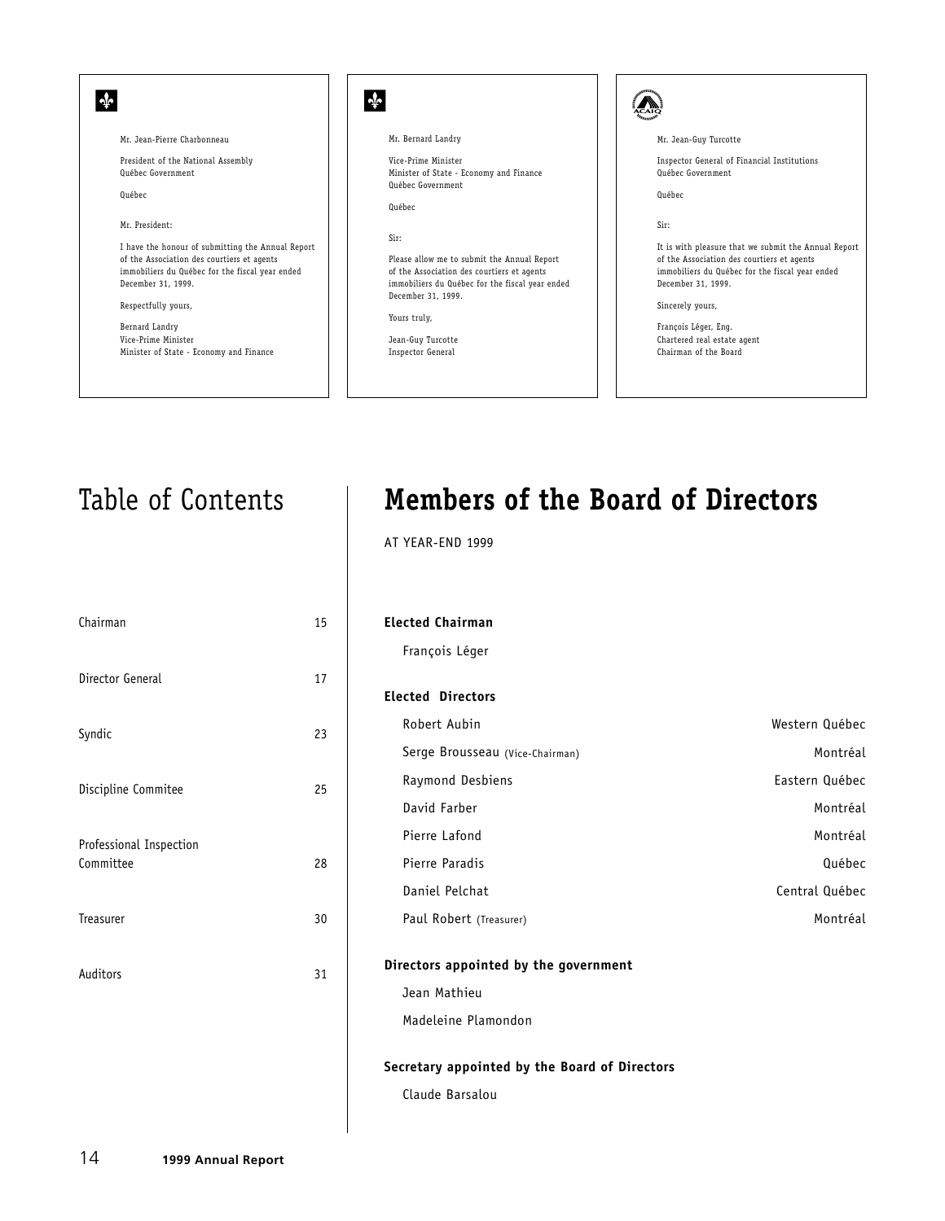Mr. Jean-Pierre Charbonneau

President of the National Assembly
Québec Government

Québec

Mr. President:

I have the honour of submitting the Annual Report of the Association des courtiers et agents immobiliers du Québec for the fiscal year ended December 31, 1999.

Respectfully yours,

Bernard Landry
Vice-Prime Minister
Minister of State - Economy and Finance

---

Mr. Bernard Landry

Vice-Prime Minister
Minister of State - Economy and Finance
Québec Government

Québec

Sir:

Please allow me to submit the Annual Report of the Association des courtiers et agents immobiliers du Québec for the fiscal year ended December 31, 1999.

Yours truly,

Jean-Guy Turcotte
Inspector General

---

Mr. Jean-Guy Turcotte

Inspector General of Financial Institutions
Québec Government

Québec

Sir:

It is with pleasure that we submit the Annual Report of the Association des courtiers et agents immobiliers du Québec for the fiscal year ended December 31, 1999.

Sincerely yours,

François Léger, Eng.
Chartered real estate agent
Chairman of the Board

---

# Table of Contents

| | |
|---|---|
| Chairman | 15 |
| Director General | 17 |
| Syndic | 23 |
| Discipline Commitee | 25 |
| Professional Inspection Committee | 28 |
| Treasurer | 30 |
| Auditors | 31 |

# Members of the Board of Directors

AT YEAR-END 1999

**Elected Chairman**

François Léger

**Elected Directors**

| | |
|---|---|
| Robert Aubin | Western Québec |
| Serge Brousseau (Vice-Chairman) | Montréal |
| Raymond Desbiens | Eastern Québec |
| David Farber | Montréal |
| Pierre Lafond | Montréal |
| Pierre Paradis | Québec |
| Daniel Pelchat | Central Québec |
| Paul Robert (Treasurer) | Montréal |

**Directors appointed by the government**

Jean Mathieu

Madeleine Plamondon

**Secretary appointed by the Board of Directors**

Claude Barsalou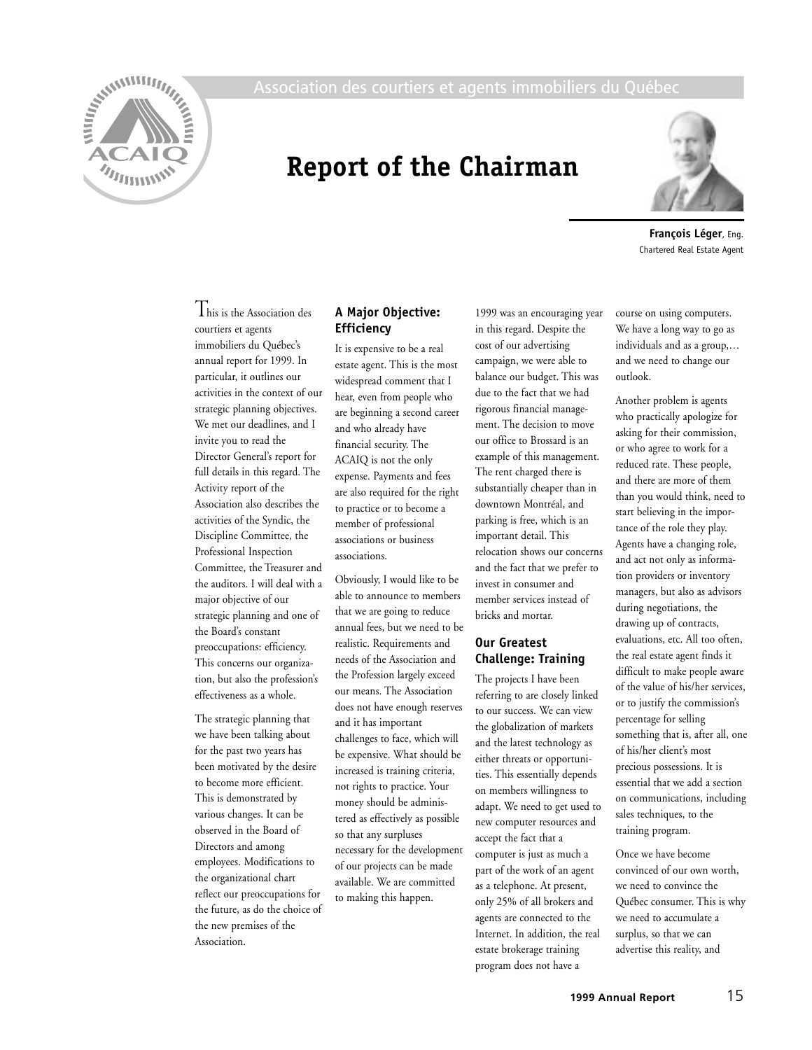Association des courtiers et agents immobiliers du Québec

# Report of the Chairman

**François Léger**, Eng.
Chartered Real Estate Agent

This is the Association des courtiers et agents immobiliers du Québec's annual report for 1999. In particular, it outlines our activities in the context of our strategic planning objectives. We met our deadlines, and I invite you to read the Director General's report for full details in this regard. The Activity report of the Association also describes the activities of the Syndic, the Discipline Committee, the Professional Inspection Committee, the Treasurer and the auditors. I will deal with a major objective of our strategic planning and one of the Board's constant preoccupations: efficiency. This concerns our organization, but also the profession's effectiveness as a whole.

The strategic planning that we have been talking about for the past two years has been motivated by the desire to become more efficient. This is demonstrated by various changes. It can be observed in the Board of Directors and among employees. Modifications to the organizational chart reflect our preoccupations for the future, as do the choice of the new premises of the Association.

## A Major Objective: Efficiency

It is expensive to be a real estate agent. This is the most widespread comment that I hear, even from people who are beginning a second career and who already have financial security. The ACAIQ is not the only expense. Payments and fees are also required for the right to practice or to become a member of professional associations or business associations.

Obviously, I would like to be able to announce to members that we are going to reduce annual fees, but we need to be realistic. Requirements and needs of the Association and the Profession largely exceed our means. The Association does not have enough reserves and it has important challenges to face, which will be expensive. What should be increased is training criteria, not rights to practice. Your money should be administered as effectively as possible so that any surpluses necessary for the development of our projects can be made available. We are committed to making this happen.

1999 was an encouraging year in this regard. Despite the cost of our advertising campaign, we were able to balance our budget. This was due to the fact that we had rigorous financial management. The decision to move our office to Brossard is an example of this management. The rent charged there is substantially cheaper than in downtown Montréal, and parking is free, which is an important detail. This relocation shows our concerns and the fact that we prefer to invest in consumer and member services instead of bricks and mortar.

## Our Greatest Challenge: Training

The projects I have been referring to are closely linked to our success. We can view the globalization of markets and the latest technology as either threats or opportunities. This essentially depends on members willingness to adapt. We need to get used to new computer resources and accept the fact that a computer is just as much a part of the work of an agent as a telephone. At present, only 25% of all brokers and agents are connected to the Internet. In addition, the real estate brokerage training program does not have a course on using computers. We have a long way to go as individuals and as a group,… and we need to change our outlook.

Another problem is agents who practically apologize for asking for their commission, or who agree to work for a reduced rate. These people, and there are more of them than you would think, need to start believing in the importance of the role they play. Agents have a changing role, and act not only as information providers or inventory managers, but also as advisors during negotiations, the drawing up of contracts, evaluations, etc. All too often, the real estate agent finds it difficult to make people aware of the value of his/her services, or to justify the commission's percentage for selling something that is, after all, one of his/her client's most precious possessions. It is essential that we add a section on communications, including sales techniques, to the training program.

Once we have become convinced of our own worth, we need to convince the Québec consumer. This is why we need to accumulate a surplus, so that we can advertise this reality, and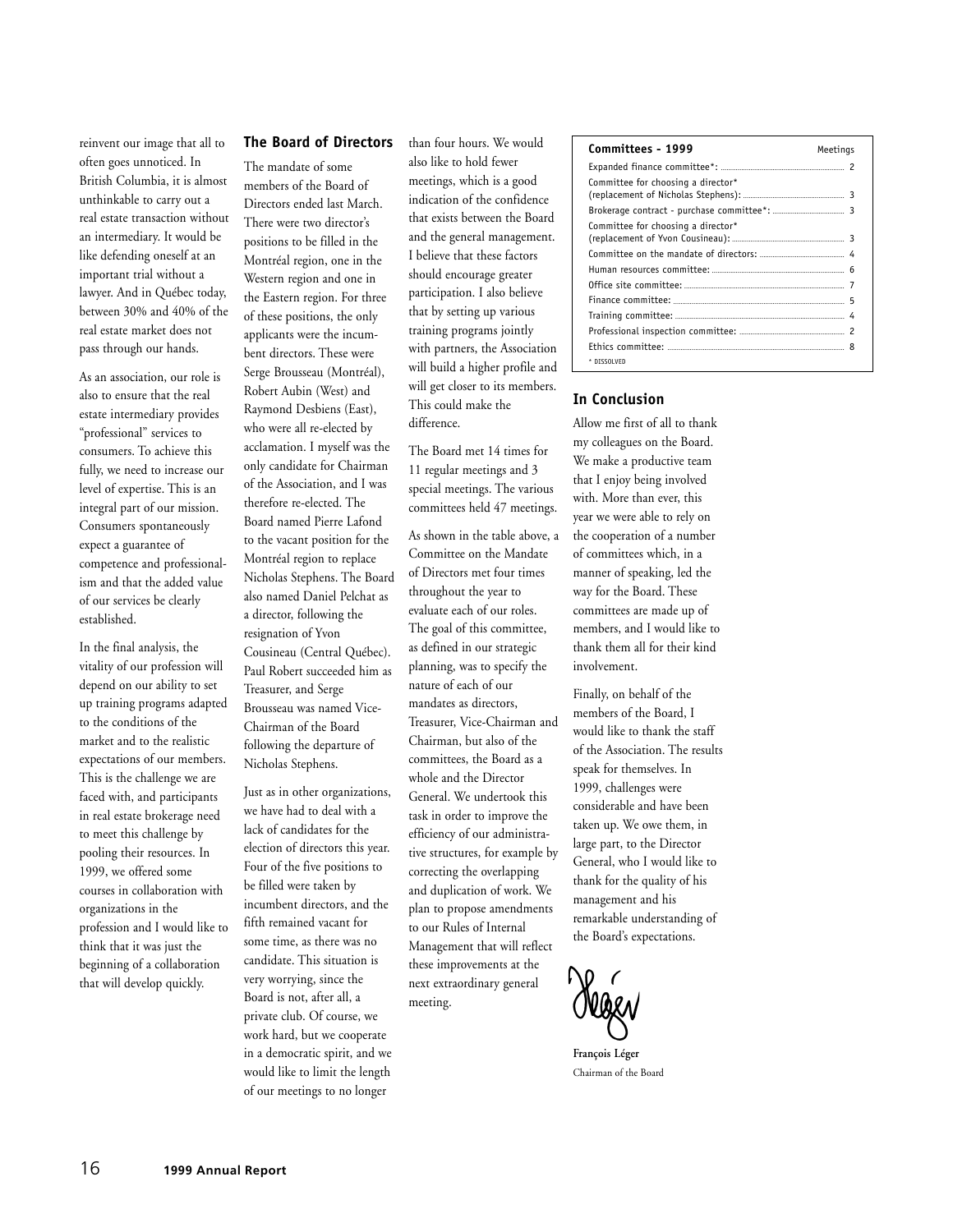reinvent our image that all to often goes unnoticed. In British Columbia, it is almost unthinkable to carry out a real estate transaction without an intermediary. It would be like defending oneself at an important trial without a lawyer. And in Québec today, between 30% and 40% of the real estate market does not pass through our hands.

As an association, our role is also to ensure that the real estate intermediary provides "professional" services to consumers. To achieve this fully, we need to increase our level of expertise. This is an integral part of our mission. Consumers spontaneously expect a guarantee of competence and professionalism and that the added value of our services be clearly established.

In the final analysis, the vitality of our profession will depend on our ability to set up training programs adapted to the conditions of the market and to the realistic expectations of our members. This is the challenge we are faced with, and participants in real estate brokerage need to meet this challenge by pooling their resources. In 1999, we offered some courses in collaboration with organizations in the profession and I would like to think that it was just the beginning of a collaboration that will develop quickly.

## The Board of Directors

The mandate of some members of the Board of Directors ended last March. There were two director's positions to be filled in the Montréal region, one in the Western region and one in the Eastern region. For three of these positions, the only applicants were the incumbent directors. These were Serge Brousseau (Montréal), Robert Aubin (West) and Raymond Desbiens (East), who were all re-elected by acclamation. I myself was the only candidate for Chairman of the Association, and I was therefore re-elected. The Board named Pierre Lafond to the vacant position for the Montréal region to replace Nicholas Stephens. The Board also named Daniel Pelchat as a director, following the resignation of Yvon Cousineau (Central Québec). Paul Robert succeeded him as Treasurer, and Serge Brousseau was named Vice-Chairman of the Board following the departure of Nicholas Stephens.

Just as in other organizations, we have had to deal with a lack of candidates for the election of directors this year. Four of the five positions to be filled were taken by incumbent directors, and the fifth remained vacant for some time, as there was no candidate. This situation is very worrying, since the Board is not, after all, a private club. Of course, we work hard, but we cooperate in a democratic spirit, and we would like to limit the length of our meetings to no longer than four hours. We would also like to hold fewer meetings, which is a good indication of the confidence that exists between the Board and the general management. I believe that these factors should encourage greater participation. I also believe that by setting up various training programs jointly with partners, the Association will build a higher profile and will get closer to its members. This could make the difference.

The Board met 14 times for 11 regular meetings and 3 special meetings. The various committees held 47 meetings.

As shown in the table above, a Committee on the Mandate of Directors met four times throughout the year to evaluate each of our roles. The goal of this committee, as defined in our strategic planning, was to specify the nature of each of our mandates as directors, Treasurer, Vice-Chairman and Chairman, but also of the committees, the Board as a whole and the Director General. We undertook this task in order to improve the efficiency of our administrative structures, for example by correcting the overlapping and duplication of work. We plan to propose amendments to our Rules of Internal Management that will reflect these improvements at the next extraordinary general meeting.

| Committees - 1999 | Meetings |
|---|---|
| Expanded finance committee*: | 2 |
| Committee for choosing a director* (replacement of Nicholas Stephens): | 3 |
| Brokerage contract - purchase committee*: | 3 |
| Committee for choosing a director* (replacement of Yvon Cousineau): | 3 |
| Committee on the mandate of directors: | 4 |
| Human resources committee: | 6 |
| Office site committee: | 7 |
| Finance committee: | 5 |
| Training committee: | 4 |
| Professional inspection committee: | 2 |
| Ethics committee: | 8 |

\* DISSOLVED

## In Conclusion

Allow me first of all to thank my colleagues on the Board. We make a productive team that I enjoy being involved with. More than ever, this year we were able to rely on the cooperation of a number of committees which, in a manner of speaking, led the way for the Board. These committees are made up of members, and I would like to thank them all for their kind involvement.

Finally, on behalf of the members of the Board, I would like to thank the staff of the Association. The results speak for themselves. In 1999, challenges were considerable and have been taken up. We owe them, in large part, to the Director General, who I would like to thank for the quality of his management and his remarkable understanding of the Board's expectations.

**François Léger**
Chairman of the Board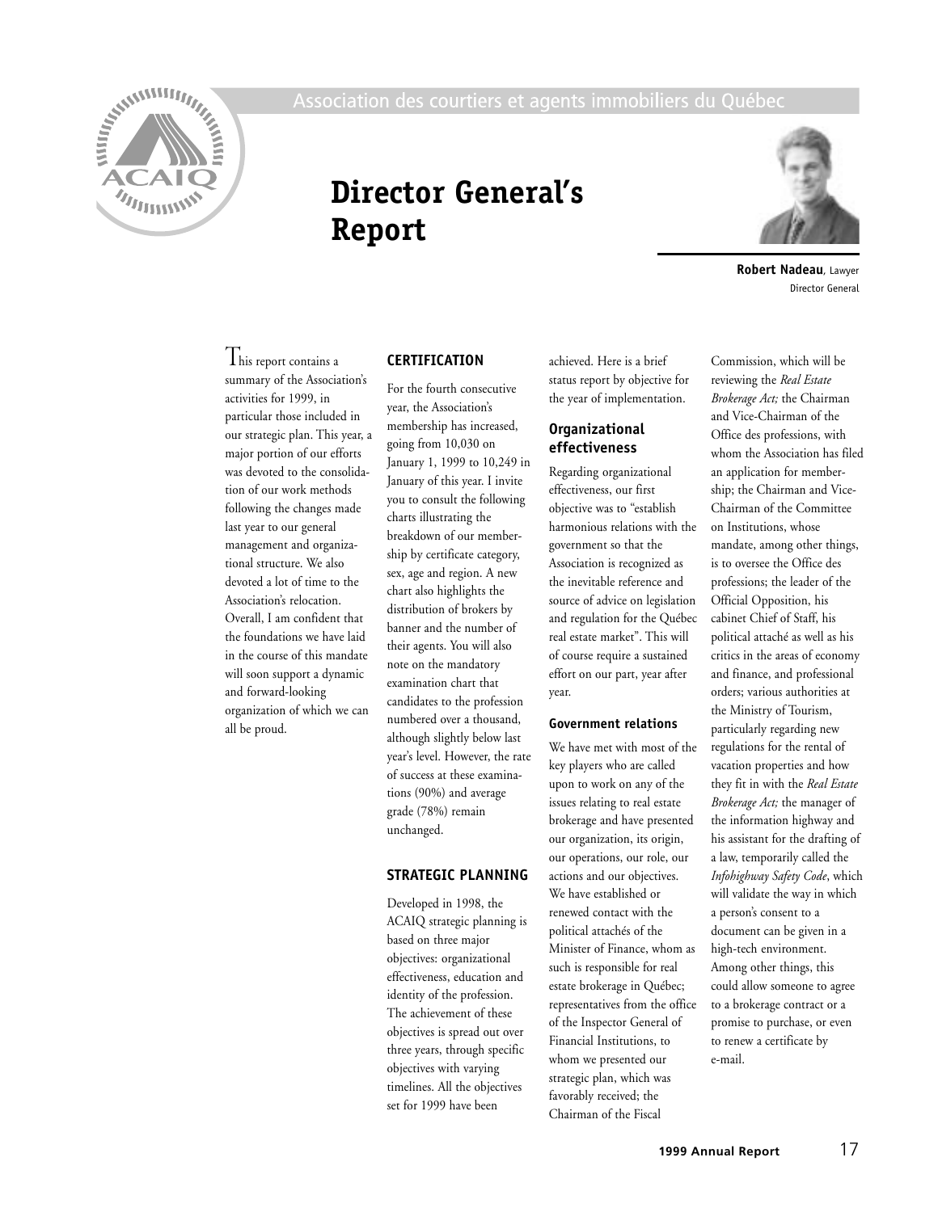# Director General's Report

**Robert Nadeau**, Lawyer
Director General

This report contains a summary of the Association's activities for 1999, in particular those included in our strategic plan. This year, a major portion of our efforts was devoted to the consolidation of our work methods following the changes made last year to our general management and organizational structure. We also devoted a lot of time to the Association's relocation. Overall, I am confident that the foundations we have laid in the course of this mandate will soon support a dynamic and forward-looking organization of which we can all be proud.

## CERTIFICATION

For the fourth consecutive year, the Association's membership has increased, going from 10,030 on January 1, 1999 to 10,249 in January of this year. I invite you to consult the following charts illustrating the breakdown of our membership by certificate category, sex, age and region. A new chart also highlights the distribution of brokers by banner and the number of their agents. You will also note on the mandatory examination chart that candidates to the profession numbered over a thousand, although slightly below last year's level. However, the rate of success at these examinations (90%) and average grade (78%) remain unchanged.

## STRATEGIC PLANNING

Developed in 1998, the ACAIQ strategic planning is based on three major objectives: organizational effectiveness, education and identity of the profession. The achievement of these objectives is spread out over three years, through specific objectives with varying timelines. All the objectives set for 1999 have been achieved. Here is a brief status report by objective for the year of implementation.

### Organizational effectiveness

Regarding organizational effectiveness, our first objective was to "establish harmonious relations with the government so that the Association is recognized as the inevitable reference and source of advice on legislation and regulation for the Québec real estate market". This will of course require a sustained effort on our part, year after year.

#### Government relations

We have met with most of the key players who are called upon to work on any of the issues relating to real estate brokerage and have presented our organization, its origin, our operations, our role, our actions and our objectives. We have established or renewed contact with the political attachés of the Minister of Finance, whom as such is responsible for real estate brokerage in Québec; representatives from the office of the Inspector General of Financial Institutions, to whom we presented our strategic plan, which was favorably received; the Chairman of the Fiscal Commission, which will be reviewing the *Real Estate Brokerage Act;* the Chairman and Vice-Chairman of the Office des professions, with whom the Association has filed an application for membership; the Chairman and Vice-Chairman of the Committee on Institutions, whose mandate, among other things, is to oversee the Office des professions; the leader of the Official Opposition, his cabinet Chief of Staff, his political attaché as well as his critics in the areas of economy and finance, and professional orders; various authorities at the Ministry of Tourism, particularly regarding new regulations for the rental of vacation properties and how they fit in with the *Real Estate Brokerage Act;* the manager of the information highway and his assistant for the drafting of a law, temporarily called the *Infohighway Safety Code*, which will validate the way in which a person's consent to a document can be given in a high-tech environment. Among other things, this could allow someone to agree to a brokerage contract or a promise to purchase, or even to renew a certificate by e-mail.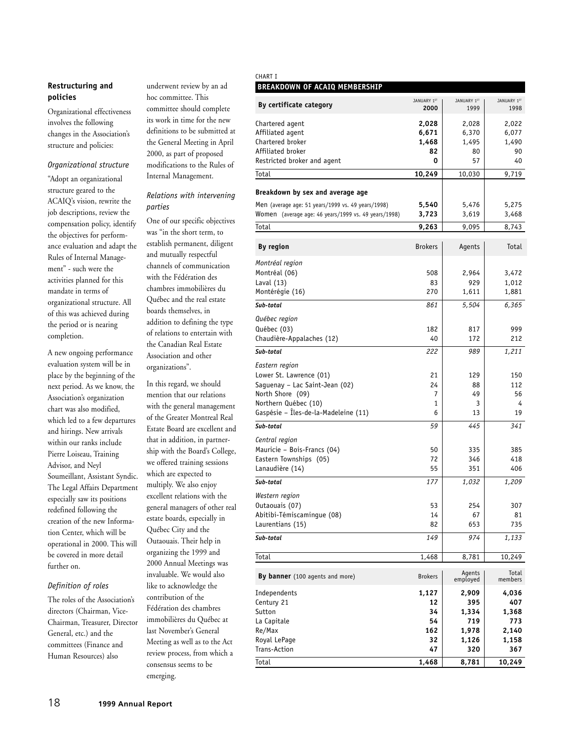**Restructuring and policies**

Organizational effectiveness involves the following changes in the Association's structure and policies:

*Organizational structure*

"Adopt an organizational structure geared to the ACAIQ's vision, rewrite the job descriptions, review the compensation policy, identify the objectives for performance evaluation and adapt the Rules of Internal Management" - such were the activities planned for this mandate in terms of organizational structure. All of this was achieved during the period or is nearing completion.

A new ongoing performance evaluation system will be in place by the beginning of the next period. As we know, the Association's organization chart was also modified, which led to a few departures and hirings. New arrivals within our ranks include Pierre Loiseau, Training Advisor, and Neyl Soumeillant, Assistant Syndic. The Legal Affairs Department especially saw its positions redefined following the creation of the new Information Center, which will be operational in 2000. This will be covered in more detail further on.

*Definition of roles*

The roles of the Association's directors (Chairman, Vice-Chairman, Treasurer, Director General, etc.) and the committees (Finance and Human Resources) also underwent review by an ad hoc committee. This committee should complete its work in time for the new definitions to be submitted at the General Meeting in April 2000, as part of proposed modifications to the Rules of Internal Management.

*Relations with intervening parties*

One of our specific objectives was "in the short term, to establish permanent, diligent and mutually respectful channels of communication with the Fédération des chambres immobilières du Québec and the real estate boards themselves, in addition to defining the type of relations to entertain with the Canadian Real Estate Association and other organizations".

In this regard, we should mention that our relations with the general management of the Greater Montreal Real Estate Board are excellent and that in addition, in partnership with the Board's College, we offered training sessions which are expected to multiply. We also enjoy excellent relations with the general managers of other real estate boards, especially in Québec City and the Outaouais. Their help in organizing the 1999 and 2000 Annual Meetings was invaluable. We would also like to acknowledge the contribution of the Fédération des chambres immobilières du Québec at last November's General Meeting as well as to the Act review process, from which a consensus seems to be emerging.

CHART I

**BREAKDOWN OF ACAIQ MEMBERSHIP**

| By certificate category | JANUARY 1ST 2000 | JANUARY 1ST 1999 | JANUARY 1ST 1998 |
|---|---|---|---|
| Chartered agent | **2,028** | 2,028 | 2,022 |
| Affiliated agent | **6,671** | 6,370 | 6,077 |
| Chartered broker | **1,468** | 1,495 | 1,490 |
| Affiliated broker | **82** | 80 | 90 |
| Restricted broker and agent | **0** | 57 | 40 |
| Total | **10,249** | 10,030 | 9,719 |
| **Breakdown by sex and average age** | | | |
| Men (average age: 51 years/1999 vs. 49 years/1998) | **5,540** | 5,476 | 5,275 |
| Women (average age: 46 years/1999 vs. 49 years/1998) | **3,723** | 3,619 | 3,468 |
| Total | **9,263** | 9,095 | 8,743 |

| By region | Brokers | Agents | Total |
|---|---|---|---|
| *Montréal region* | | | |
| Montréal (06) | 508 | 2,964 | 3,472 |
| Laval (13) | 83 | 929 | 1,012 |
| Montérégie (16) | 270 | 1,611 | 1,881 |
| ***Sub-total*** | *861* | *5,504* | *6,365* |
| *Québec region* | | | |
| Québec (03) | 182 | 817 | 999 |
| Chaudière-Appalaches (12) | 40 | 172 | 212 |
| ***Sub-total*** | *222* | *989* | *1,211* |
| *Eastern region* | | | |
| Lower St. Lawrence (01) | 21 | 129 | 150 |
| Saguenay – Lac Saint-Jean (02) | 24 | 88 | 112 |
| North Shore (09) | 7 | 49 | 56 |
| Northern Québec (10) | 1 | 3 | 4 |
| Gaspésie – Îles-de-la-Madeleine (11) | 6 | 13 | 19 |
| ***Sub-total*** | *59* | *445* | *341* |
| *Central region* | | | |
| Mauricie – Bois-Francs (04) | 50 | 335 | 385 |
| Eastern Townships (05) | 72 | 346 | 418 |
| Lanaudière (14) | 55 | 351 | 406 |
| ***Sub-total*** | *177* | *1,032* | *1,209* |
| *Western region* | | | |
| Outaouais (07) | 53 | 254 | 307 |
| Abitibi-Témiscamingue (08) | 14 | 67 | 81 |
| Laurentians (15) | 82 | 653 | 735 |
| ***Sub-total*** | *149* | *974* | *1,133* |
| Total | 1,468 | 8,781 | 10,249 |

| **By banner** (100 agents and more) | Brokers | Agents employed | Total members |
|---|---|---|---|
| Independents | **1,127** | **2,909** | **4,036** |
| Century 21 | **12** | **395** | **407** |
| Sutton | **34** | **1,334** | **1,368** |
| La Capitale | **54** | **719** | **773** |
| Re/Max | **162** | **1,978** | **2,140** |
| Royal LePage | **32** | **1,126** | **1,158** |
| Trans-Action | **47** | **320** | **367** |
| Total | **1,468** | **8,781** | **10,249** |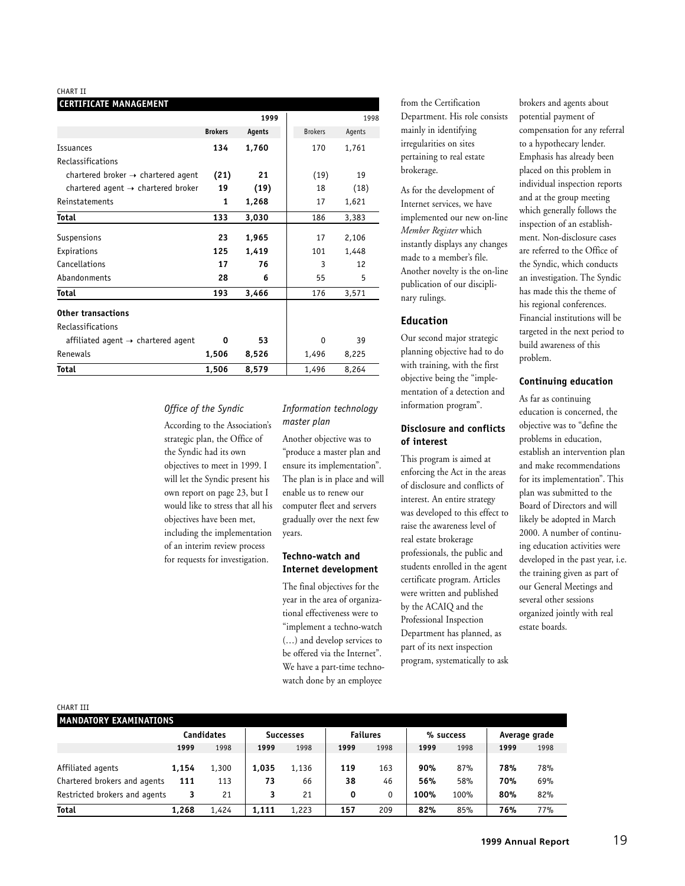CHART II

**CERTIFICATE MANAGEMENT**

| | 1999 | | 1998 | |
|---|---|---|---|---|
| | Brokers | Agents | Brokers | Agents |
| Issuances | **134** | **1,760** | 170 | 1,761 |
| Reclassifications | | | | |
| chartered broker → chartered agent | **(21)** | **21** | (19) | 19 |
| chartered agent → chartered broker | **19** | **(19)** | 18 | (18) |
| Reinstatements | **1** | **1,268** | 17 | 1,621 |
| **Total** | **133** | **3,030** | 186 | 3,383 |
| Suspensions | **23** | **1,965** | 17 | 2,106 |
| Expirations | **125** | **1,419** | 101 | 1,448 |
| Cancellations | **17** | **76** | 3 | 12 |
| Abandonments | **28** | **6** | 55 | 5 |
| **Total** | **193** | **3,466** | 176 | 3,571 |
| **Other transactions** | | | | |
| Reclassifications | | | | |
| affiliated agent → chartered agent | **0** | **53** | 0 | 39 |
| Renewals | **1,506** | **8,526** | 1,496 | 8,225 |
| **Total** | **1,506** | **8,579** | 1,496 | 8,264 |

*Office of the Syndic*

According to the Association's strategic plan, the Office of the Syndic had its own objectives to meet in 1999. I will let the Syndic present his own report on page 23, but I would like to stress that all his objectives have been met, including the implementation of an interim review process for requests for investigation.

*Information technology master plan*

Another objective was to "produce a master plan and ensure its implementation". The plan is in place and will enable us to renew our computer fleet and servers gradually over the next few years.

### Techno-watch and Internet development

The final objectives for the year in the area of organizational effectiveness were to "implement a techno-watch (…) and develop services to be offered via the Internet". We have a part-time techno-watch done by an employee from the Certification Department. His role consists mainly in identifying irregularities on sites pertaining to real estate brokerage.

As for the development of Internet services, we have implemented our new on-line *Member Register* which instantly displays any changes made to a member's file. Another novelty is the on-line publication of our disciplinary rulings.

## Education

Our second major strategic planning objective had to do with training, with the first objective being the "implementation of a detection and information program".

### Disclosure and conflicts of interest

This program is aimed at enforcing the Act in the areas of disclosure and conflicts of interest. An entire strategy was developed to this effect to raise the awareness level of real estate brokerage professionals, the public and students enrolled in the agent certificate program. Articles were written and published by the ACAIQ and the Professional Inspection Department has planned, as part of its next inspection program, systematically to ask brokers and agents about potential payment of compensation for any referral to a hypothecary lender. Emphasis has already been placed on this problem in individual inspection reports and at the group meeting which generally follows the inspection of an establishment. Non-disclosure cases are referred to the Office of the Syndic, which conducts an investigation. The Syndic has made this the theme of his regional conferences. Financial institutions will be targeted in the next period to build awareness of this problem.

### Continuing education

As far as continuing education is concerned, the objective was to "define the problems in education, establish an intervention plan and make recommendations for its implementation". This plan was submitted to the Board of Directors and will likely be adopted in March 2000. A number of continuing education activities were developed in the past year, i.e. the training given as part of our General Meetings and several other sessions organized jointly with real estate boards.

CHART III

**MANDATORY EXAMINATIONS**

| | Candidates | | Successes | | Failures | | % success | | Average grade | |
|---|---|---|---|---|---|---|---|---|---|---|
| | 1999 | 1998 | 1999 | 1998 | 1999 | 1998 | 1999 | 1998 | 1999 | 1998 |
| Affiliated agents | **1,154** | 1,300 | **1,035** | 1,136 | **119** | 163 | **90%** | 87% | **78%** | 78% |
| Chartered brokers and agents | **111** | 113 | **73** | 66 | **38** | 46 | **56%** | 58% | **70%** | 69% |
| Restricted brokers and agents | **3** | 21 | **3** | 21 | **0** | 0 | **100%** | 100% | **80%** | 82% |
| **Total** | **1,268** | 1,424 | **1,111** | 1,223 | **157** | 209 | **82%** | 85% | **76%** | 77% |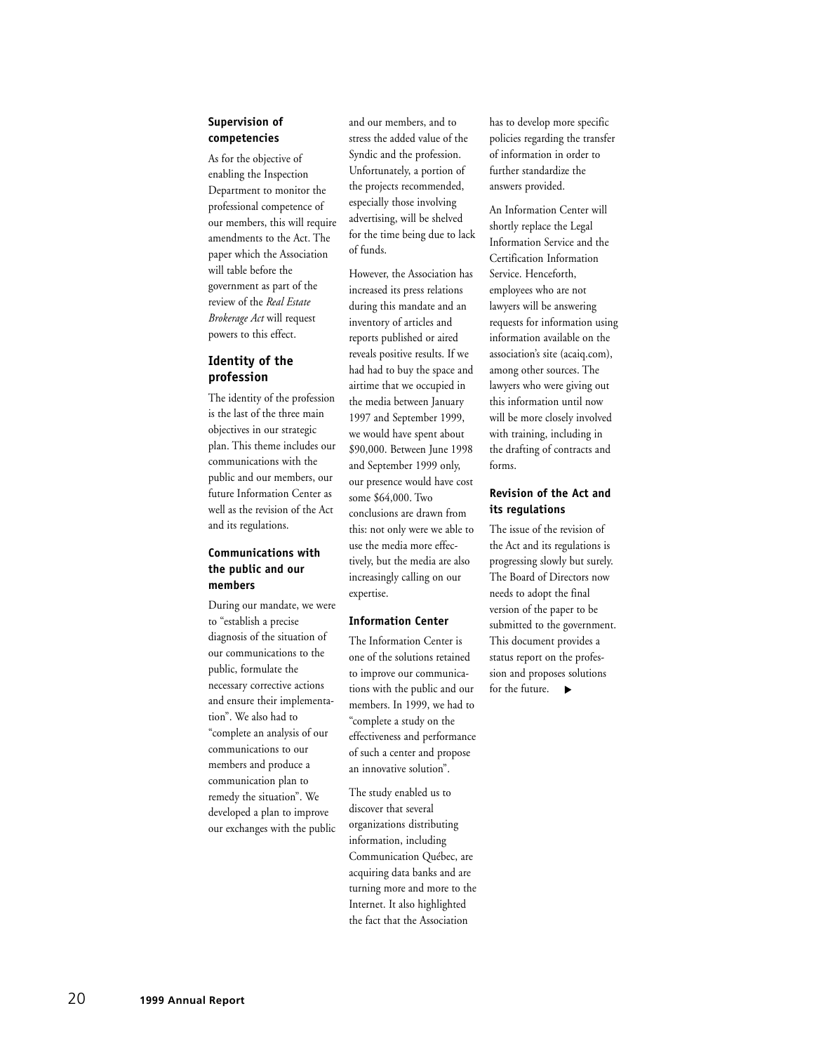### Supervision of competencies

As for the objective of enabling the Inspection Department to monitor the professional competence of our members, this will require amendments to the Act. The paper which the Association will table before the government as part of the review of the *Real Estate Brokerage Act* will request powers to this effect.

## Identity of the profession

The identity of the profession is the last of the three main objectives in our strategic plan. This theme includes our communications with the public and our members, our future Information Center as well as the revision of the Act and its regulations.

### Communications with the public and our members

During our mandate, we were to "establish a precise diagnosis of the situation of our communications to the public, formulate the necessary corrective actions and ensure their implementation". We also had to "complete an analysis of our communications to our members and produce a communication plan to remedy the situation". We developed a plan to improve our exchanges with the public and our members, and to stress the added value of the Syndic and the profession. Unfortunately, a portion of the projects recommended, especially those involving advertising, will be shelved for the time being due to lack of funds.

However, the Association has increased its press relations during this mandate and an inventory of articles and reports published or aired reveals positive results. If we had had to buy the space and airtime that we occupied in the media between January 1997 and September 1999, we would have spent about $90,000. Between June 1998 and September 1999 only, our presence would have cost some $64,000. Two conclusions are drawn from this: not only were we able to use the media more effectively, but the media are also increasingly calling on our expertise.

### Information Center

The Information Center is one of the solutions retained to improve our communications with the public and our members. In 1999, we had to "complete a study on the effectiveness and performance of such a center and propose an innovative solution".

The study enabled us to discover that several organizations distributing information, including Communication Québec, are acquiring data banks and are turning more and more to the Internet. It also highlighted the fact that the Association has to develop more specific policies regarding the transfer of information in order to further standardize the answers provided.

An Information Center will shortly replace the Legal Information Service and the Certification Information Service. Henceforth, employees who are not lawyers will be answering requests for information using information available on the association's site (acaiq.com), among other sources. The lawyers who were giving out this information until now will be more closely involved with training, including in the drafting of contracts and forms.

### Revision of the Act and its regulations

The issue of the revision of the Act and its regulations is progressing slowly but surely. The Board of Directors now needs to adopt the final version of the paper to be submitted to the government. This document provides a status report on the profession and proposes solutions for the future. ▶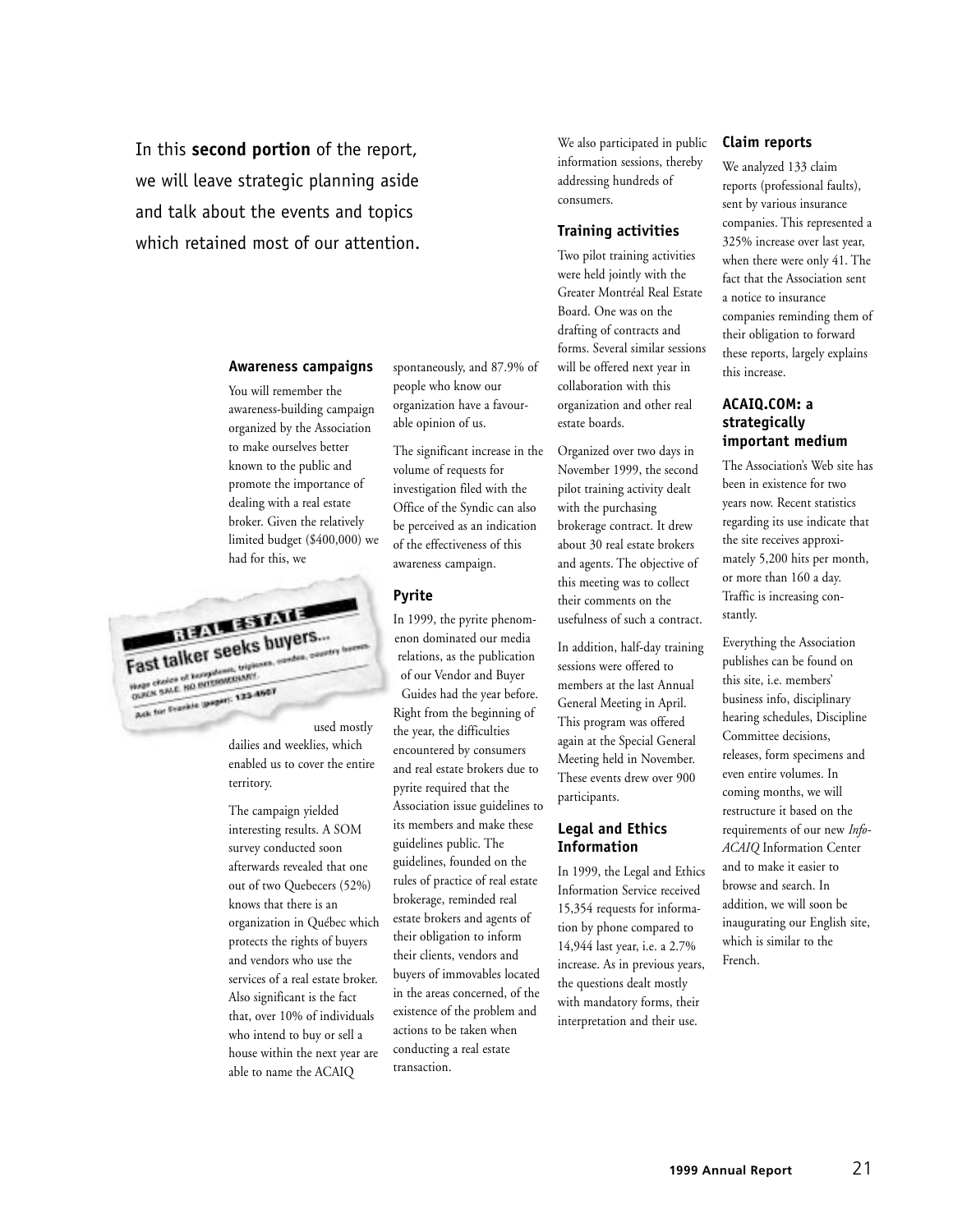In this **second portion** of the report, we will leave strategic planning aside and talk about the events and topics which retained most of our attention.

### Awareness campaigns

You will remember the awareness-building campaign organized by the Association to make ourselves better known to the public and promote the importance of dealing with a real estate broker. Given the relatively limited budget ($400,000) we had for this, we used mostly dailies and weeklies, which enabled us to cover the entire territory.

The campaign yielded interesting results. A SOM survey conducted soon afterwards revealed that one out of two Quebecers (52%) knows that there is an organization in Québec which protects the rights of buyers and vendors who use the services of a real estate broker. Also significant is the fact that, over 10% of individuals who intend to buy or sell a house within the next year are able to name the ACAIQ spontaneously, and 87.9% of people who know our organization have a favourable opinion of us.

The significant increase in the volume of requests for investigation filed with the Office of the Syndic can also be perceived as an indication of the effectiveness of this awareness campaign.

### Pyrite

In 1999, the pyrite phenomenon dominated our media relations, as the publication of our Vendor and Buyer Guides had the year before. Right from the beginning of the year, the difficulties encountered by consumers and real estate brokers due to pyrite required that the Association issue guidelines to its members and make these guidelines public. The guidelines, founded on the rules of practice of real estate brokerage, reminded real estate brokers and agents of their obligation to inform their clients, vendors and buyers of immovables located in the areas concerned, of the existence of the problem and actions to be taken when conducting a real estate transaction.

We also participated in public information sessions, thereby addressing hundreds of consumers.

### Training activities

Two pilot training activities were held jointly with the Greater Montréal Real Estate Board. One was on the drafting of contracts and forms. Several similar sessions will be offered next year in collaboration with this organization and other real estate boards.

Organized over two days in November 1999, the second pilot training activity dealt with the purchasing brokerage contract. It drew about 30 real estate brokers and agents. The objective of this meeting was to collect their comments on the usefulness of such a contract.

In addition, half-day training sessions were offered to members at the last Annual General Meeting in April. This program was offered again at the Special General Meeting held in November. These events drew over 900 participants.

### Legal and Ethics Information

In 1999, the Legal and Ethics Information Service received 15,354 requests for information by phone compared to 14,944 last year, i.e. a 2.7% increase. As in previous years, the questions dealt mostly with mandatory forms, their interpretation and their use.

### Claim reports

We analyzed 133 claim reports (professional faults), sent by various insurance companies. This represented a 325% increase over last year, when there were only 41. The fact that the Association sent a notice to insurance companies reminding them of their obligation to forward these reports, largely explains this increase.

### ACAIQ.COM: a strategically important medium

The Association's Web site has been in existence for two years now. Recent statistics regarding its use indicate that the site receives approximately 5,200 hits per month, or more than 160 a day. Traffic is increasing constantly.

Everything the Association publishes can be found on this site, i.e. members' business info, disciplinary hearing schedules, Discipline Committee decisions, releases, form specimens and even entire volumes. In coming months, we will restructure it based on the requirements of our new *Info-ACAIQ* Information Center and to make it easier to browse and search. In addition, we will soon be inaugurating our English site, which is similar to the French.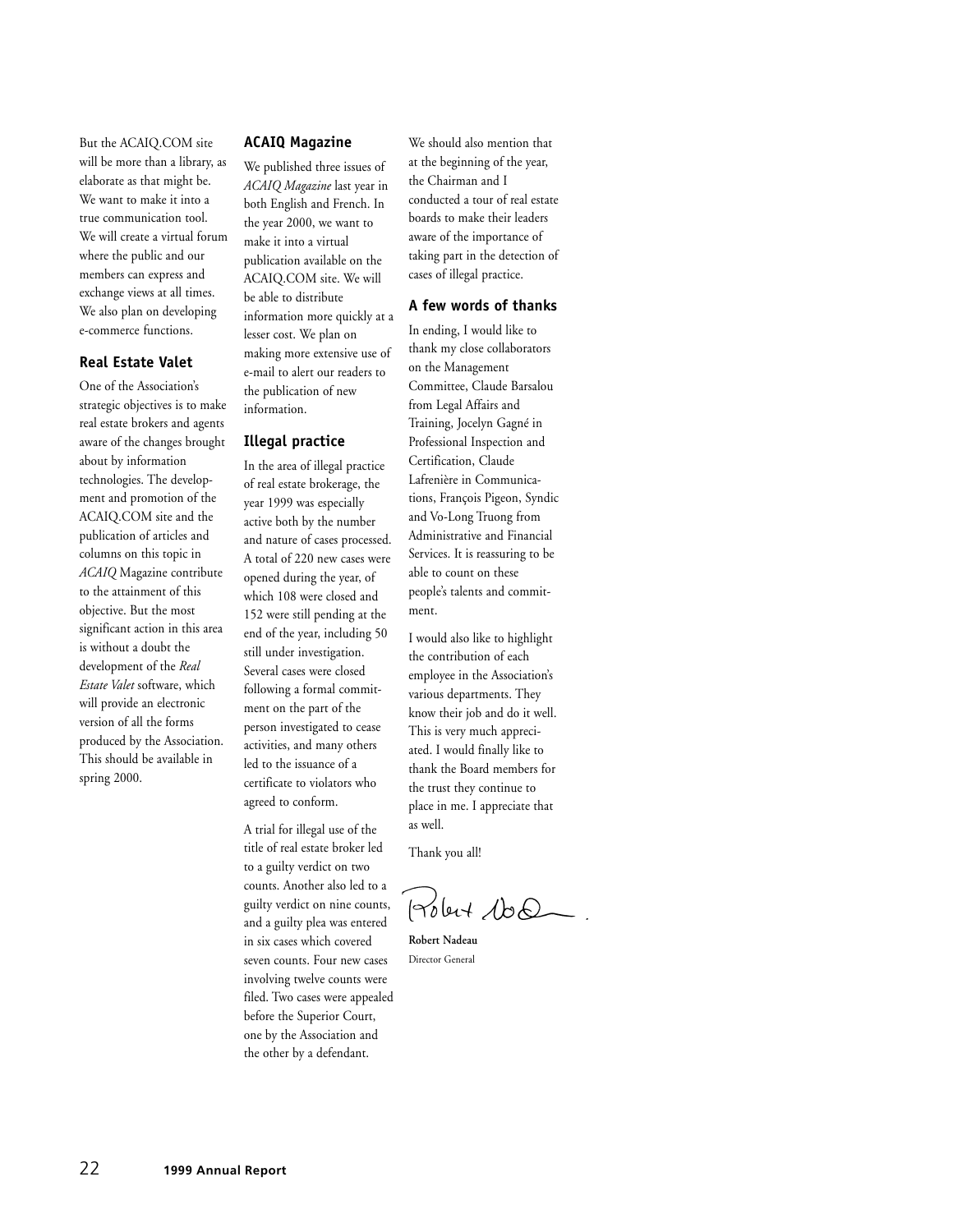But the ACAIQ.COM site will be more than a library, as elaborate as that might be. We want to make it into a true communication tool. We will create a virtual forum where the public and our members can express and exchange views at all times. We also plan on developing e-commerce functions.

### Real Estate Valet

One of the Association's strategic objectives is to make real estate brokers and agents aware of the changes brought about by information technologies. The development and promotion of the ACAIQ.COM site and the publication of articles and columns on this topic in *ACAIQ* Magazine contribute to the attainment of this objective. But the most significant action in this area is without a doubt the development of the *Real Estate Valet* software, which will provide an electronic version of all the forms produced by the Association. This should be available in spring 2000.

### ACAIQ Magazine

We published three issues of *ACAIQ Magazine* last year in both English and French. In the year 2000, we want to make it into a virtual publication available on the ACAIQ.COM site. We will be able to distribute information more quickly at a lesser cost. We plan on making more extensive use of e-mail to alert our readers to the publication of new information.

### Illegal practice

In the area of illegal practice of real estate brokerage, the year 1999 was especially active both by the number and nature of cases processed. A total of 220 new cases were opened during the year, of which 108 were closed and 152 were still pending at the end of the year, including 50 still under investigation. Several cases were closed following a formal commitment on the part of the person investigated to cease activities, and many others led to the issuance of a certificate to violators who agreed to conform.

A trial for illegal use of the title of real estate broker led to a guilty verdict on two counts. Another also led to a guilty verdict on nine counts, and a guilty plea was entered in six cases which covered seven counts. Four new cases involving twelve counts were filed. Two cases were appealed before the Superior Court, one by the Association and the other by a defendant.

We should also mention that at the beginning of the year, the Chairman and I conducted a tour of real estate boards to make their leaders aware of the importance of taking part in the detection of cases of illegal practice.

### A few words of thanks

In ending, I would like to thank my close collaborators on the Management Committee, Claude Barsalou from Legal Affairs and Training, Jocelyn Gagné in Professional Inspection and Certification, Claude Lafrenière in Communications, François Pigeon, Syndic and Vo-Long Truong from Administrative and Financial Services. It is reassuring to be able to count on these people's talents and commitment.

I would also like to highlight the contribution of each employee in the Association's various departments. They know their job and do it well. This is very much appreciated. I would finally like to thank the Board members for the trust they continue to place in me. I appreciate that as well.

Thank you all!

**Robert Nadeau**
Director General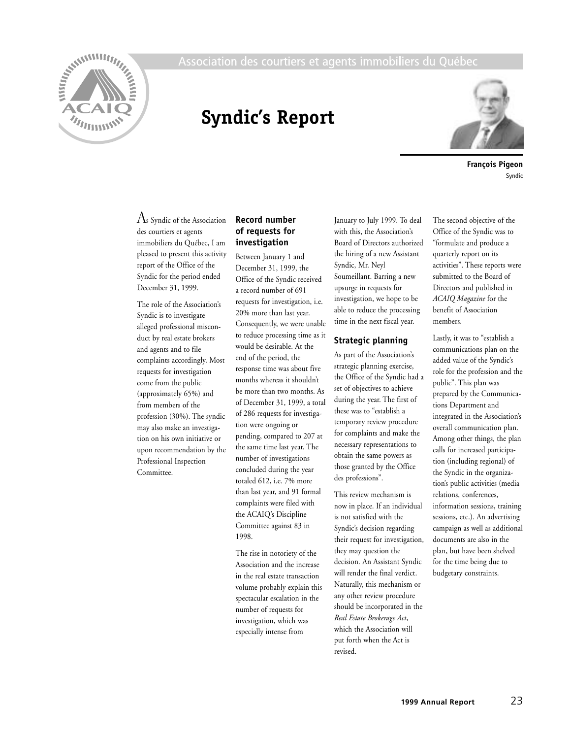# Syndic's Report

**François Pigeon**
Syndic

As Syndic of the Association des courtiers et agents immobiliers du Québec, I am pleased to present this activity report of the Office of the Syndic for the period ended December 31, 1999.

The role of the Association's Syndic is to investigate alleged professional misconduct by real estate brokers and agents and to file complaints accordingly. Most requests for investigation come from the public (approximately 65%) and from members of the profession (30%). The syndic may also make an investigation on his own initiative or upon recommendation by the Professional Inspection Committee.

## Record number of requests for investigation

Between January 1 and December 31, 1999, the Office of the Syndic received a record number of 691 requests for investigation, i.e. 20% more than last year. Consequently, we were unable to reduce processing time as it would be desirable. At the end of the period, the response time was about five months whereas it shouldn't be more than two months. As of December 31, 1999, a total of 286 requests for investigation were ongoing or pending, compared to 207 at the same time last year. The number of investigations concluded during the year totaled 612, i.e. 7% more than last year, and 91 formal complaints were filed with the ACAIQ's Discipline Committee against 83 in 1998.

The rise in notoriety of the Association and the increase in the real estate transaction volume probably explain this spectacular escalation in the number of requests for investigation, which was especially intense from January to July 1999. To deal with this, the Association's Board of Directors authorized the hiring of a new Assistant Syndic, Mr. Neyl Soumeillant. Barring a new upsurge in requests for investigation, we hope to be able to reduce the processing time in the next fiscal year.

## Strategic planning

As part of the Association's strategic planning exercise, the Office of the Syndic had a set of objectives to achieve during the year. The first of these was to "establish a temporary review procedure for complaints and make the necessary representations to obtain the same powers as those granted by the Office des professions".

This review mechanism is now in place. If an individual is not satisfied with the Syndic's decision regarding their request for investigation, they may question the decision. An Assistant Syndic will render the final verdict. Naturally, this mechanism or any other review procedure should be incorporated in the *Real Estate Brokerage Act*, which the Association will put forth when the Act is revised.

The second objective of the Office of the Syndic was to "formulate and produce a quarterly report on its activities". These reports were submitted to the Board of Directors and published in *ACAIQ Magazine* for the benefit of Association members.

Lastly, it was to "establish a communications plan on the added value of the Syndic's role for the profession and the public". This plan was prepared by the Communications Department and integrated in the Association's overall communication plan. Among other things, the plan calls for increased participation (including regional) of the Syndic in the organization's public activities (media relations, conferences, information sessions, training sessions, etc.). An advertising campaign as well as additional documents are also in the plan, but have been shelved for the time being due to budgetary constraints.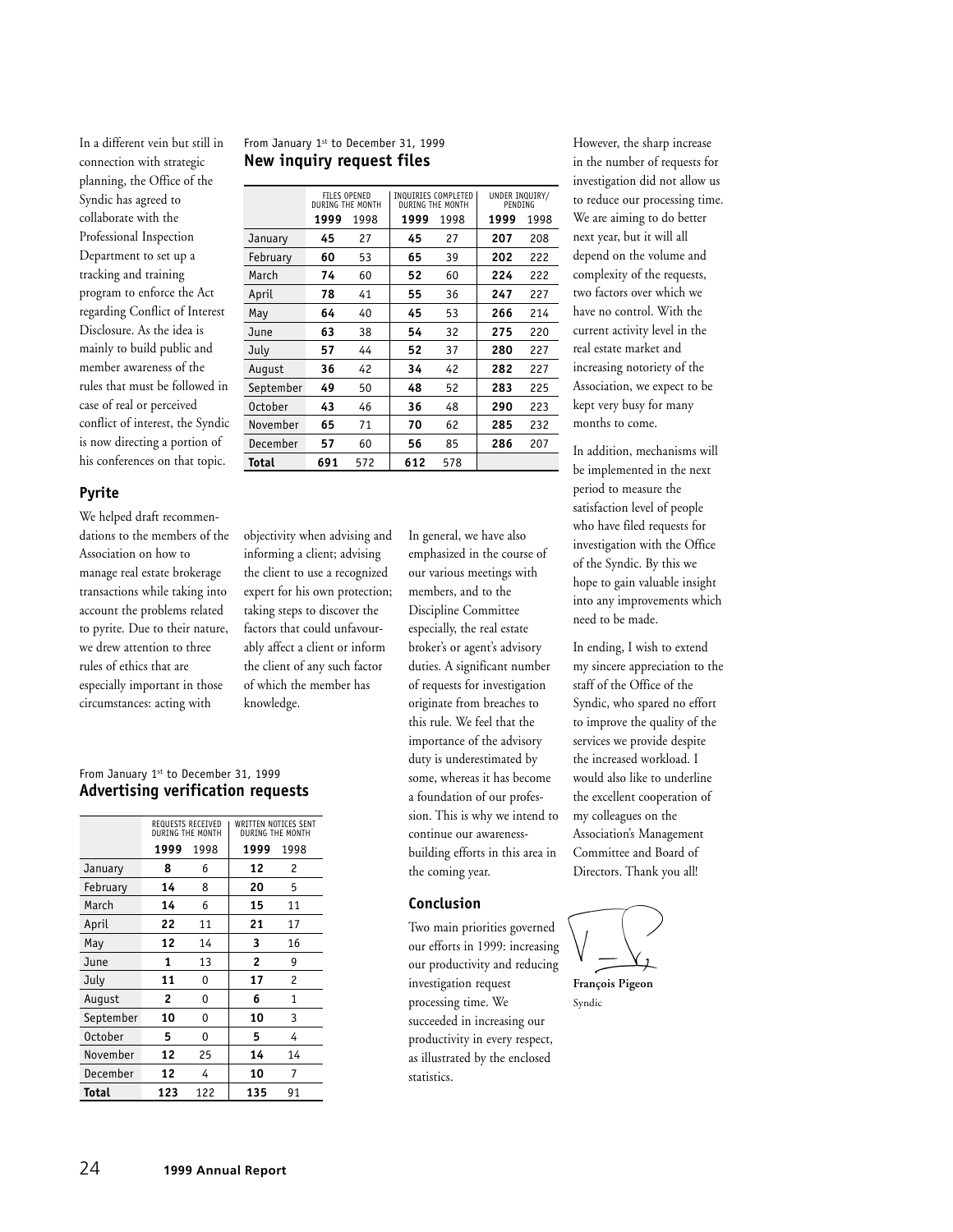In a different vein but still in connection with strategic planning, the Office of the Syndic has agreed to collaborate with the Professional Inspection Department to set up a tracking and training program to enforce the Act regarding Conflict of Interest Disclosure. As the idea is mainly to build public and member awareness of the rules that must be followed in case of real or perceived conflict of interest, the Syndic is now directing a portion of his conferences on that topic.

From January 1st to December 31, 1999

**New inquiry request files**

| | FILES OPENED DURING THE MONTH | | INQUIRIES COMPLETED DURING THE MONTH | | UNDER INQUIRY/ PENDING | |
|---|---|---|---|---|---|---|
| | **1999** | 1998 | **1999** | 1998 | **1999** | 1998 |
| January | **45** | 27 | **45** | 27 | **207** | 208 |
| February | **60** | 53 | **65** | 39 | **202** | 222 |
| March | **74** | 60 | **52** | 60 | **224** | 222 |
| April | **78** | 41 | **55** | 36 | **247** | 227 |
| May | **64** | 40 | **45** | 53 | **266** | 214 |
| June | **63** | 38 | **54** | 32 | **275** | 220 |
| July | **57** | 44 | **52** | 37 | **280** | 227 |
| August | **36** | 42 | **34** | 42 | **282** | 227 |
| September | **49** | 50 | **48** | 52 | **283** | 225 |
| October | **43** | 46 | **36** | 48 | **290** | 223 |
| November | **65** | 71 | **70** | 62 | **285** | 232 |
| December | **57** | 60 | **56** | 85 | **286** | 207 |
| **Total** | **691** | 572 | **612** | 578 | | |

### Pyrite

We helped draft recommendations to the members of the Association on how to manage real estate brokerage transactions while taking into account the problems related to pyrite. Due to their nature, we drew attention to three rules of ethics that are especially important in those circumstances: acting with objectivity when advising and informing a client; advising the client to use a recognized expert for his own protection; taking steps to discover the factors that could unfavourably affect a client or inform the client of any such factor of which the member has knowledge.

From January 1st to December 31, 1999

**Advertising verification requests**

| | REQUESTS RECEIVED DURING THE MONTH | | WRITTEN NOTICES SENT DURING THE MONTH | |
|---|---|---|---|---|
| | **1999** | 1998 | **1999** | 1998 |
| January | **8** | 6 | **12** | 2 |
| February | **14** | 8 | **20** | 5 |
| March | **14** | 6 | **15** | 11 |
| April | **22** | 11 | **21** | 17 |
| May | **12** | 14 | **3** | 16 |
| June | **1** | 13 | **2** | 9 |
| July | **11** | 0 | **17** | 2 |
| August | **2** | 0 | **6** | 1 |
| September | **10** | 0 | **10** | 3 |
| October | **5** | 0 | **5** | 4 |
| November | **12** | 25 | **14** | 14 |
| December | **12** | 4 | **10** | 7 |
| **Total** | **123** | 122 | **135** | 91 |

In general, we have also emphasized in the course of our various meetings with members, and to the Discipline Committee especially, the real estate broker's or agent's advisory duties. A significant number of requests for investigation originate from breaches to this rule. We feel that the importance of the advisory duty is underestimated by some, whereas it has become a foundation of our profession. This is why we intend to continue our awareness-building efforts in this area in the coming year.

### Conclusion

Two main priorities governed our efforts in 1999: increasing our productivity and reducing investigation request processing time. We succeeded in increasing our productivity in every respect, as illustrated by the enclosed statistics.

However, the sharp increase in the number of requests for investigation did not allow us to reduce our processing time. We are aiming to do better next year, but it will all depend on the volume and complexity of the requests, two factors over which we have no control. With the current activity level in the real estate market and increasing notoriety of the Association, we expect to be kept very busy for many months to come.

In addition, mechanisms will be implemented in the next period to measure the satisfaction level of people who have filed requests for investigation with the Office of the Syndic. By this we hope to gain valuable insight into any improvements which need to be made.

In ending, I wish to extend my sincere appreciation to the staff of the Office of the Syndic, who spared no effort to improve the quality of the services we provide despite the increased workload. I would also like to underline the excellent cooperation of my colleagues on the Association's Management Committee and Board of Directors. Thank you all!

**François Pigeon**
Syndic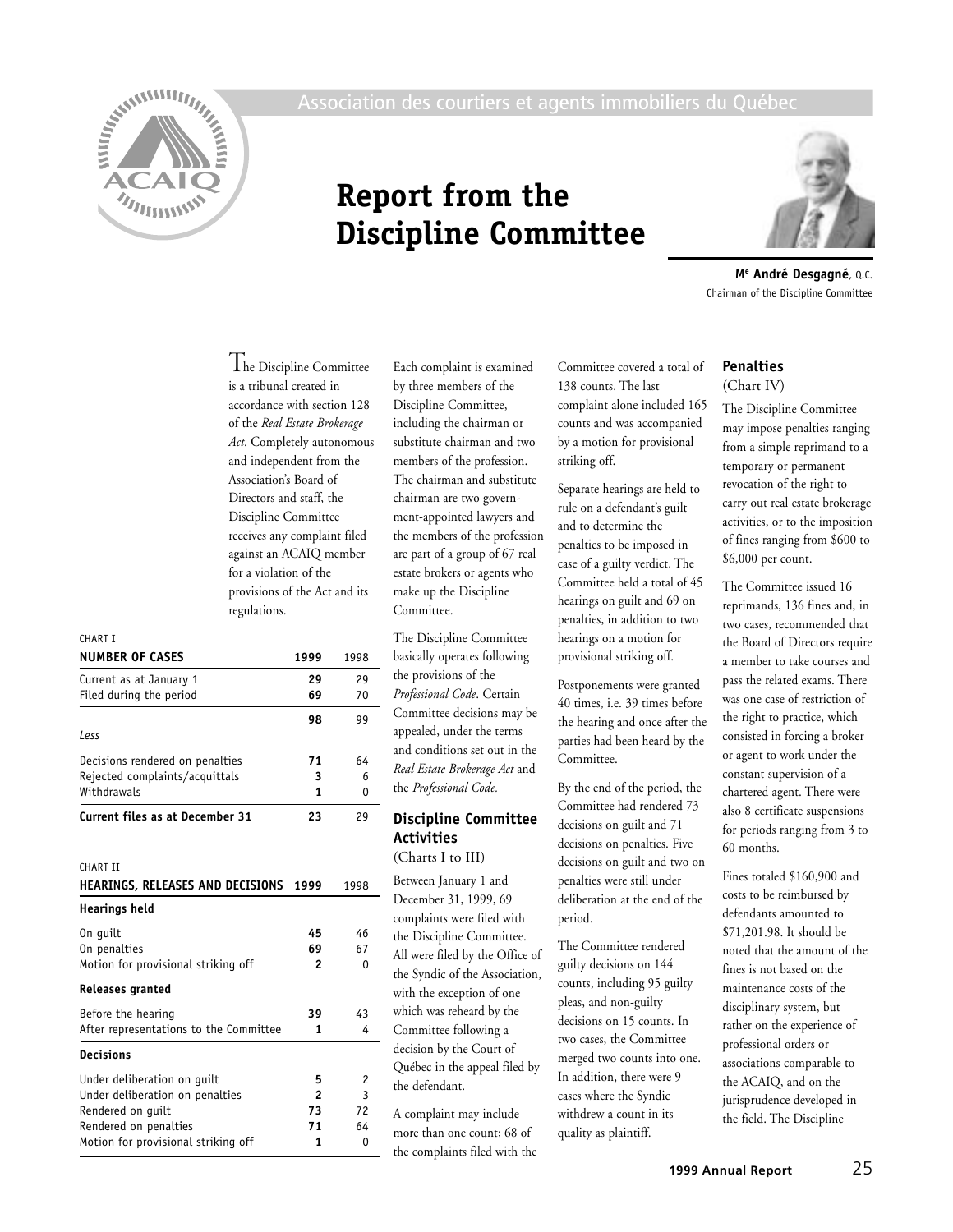Association des courtiers et agents immobiliers du Québec

# Report from the Discipline Committee

**M[e] André Desgagné**, Q.C.
Chairman of the Discipline Committee

The Discipline Committee is a tribunal created in accordance with section 128 of the *Real Estate Brokerage Act*. Completely autonomous and independent from the Association's Board of Directors and staff, the Discipline Committee receives any complaint filed against an ACAIQ member for a violation of the provisions of the Act and its regulations.

CHART I

| NUMBER OF CASES | 1999 | 1998 |
|---|---|---|
| Current as at January 1 | 29 | 29 |
| Filed during the period | 69 | 70 |
| | 98 | 99 |
| *Less* | | |
| Decisions rendered on penalties | 71 | 64 |
| Rejected complaints/acquittals | 3 | 6 |
| Withdrawals | 1 | 0 |
| **Current files as at December 31** | 23 | 29 |

CHART II

| HEARINGS, RELEASES AND DECISIONS | 1999 | 1998 |
|---|---|---|
| **Hearings held** | | |
| On guilt | 45 | 46 |
| On penalties | 69 | 67 |
| Motion for provisional striking off | 2 | 0 |
| **Releases granted** | | |
| Before the hearing | 39 | 43 |
| After representations to the Committee | 1 | 4 |
| **Decisions** | | |
| Under deliberation on guilt | 5 | 2 |
| Under deliberation on penalties | 2 | 3 |
| Rendered on guilt | 73 | 72 |
| Rendered on penalties | 71 | 64 |
| Motion for provisional striking off | 1 | 0 |

Each complaint is examined by three members of the Discipline Committee, including the chairman or substitute chairman and two members of the profession. The chairman and substitute chairman are two government-appointed lawyers and the members of the profession are part of a group of 67 real estate brokers or agents who make up the Discipline Committee.

The Discipline Committee basically operates following the provisions of the *Professional Code*. Certain Committee decisions may be appealed, under the terms and conditions set out in the *Real Estate Brokerage Act* and the *Professional Code.*

## Discipline Committee Activities

(Charts I to III)

Between January 1 and December 31, 1999, 69 complaints were filed with the Discipline Committee. All were filed by the Office of the Syndic of the Association, with the exception of one which was reheard by the Committee following a decision by the Court of Québec in the appeal filed by the defendant.

A complaint may include more than one count; 68 of the complaints filed with the Committee covered a total of 138 counts. The last complaint alone included 165 counts and was accompanied by a motion for provisional striking off.

Separate hearings are held to rule on a defendant's guilt and to determine the penalties to be imposed in case of a guilty verdict. The Committee held a total of 45 hearings on guilt and 69 on penalties, in addition to two hearings on a motion for provisional striking off.

Postponements were granted 40 times, i.e. 39 times before the hearing and once after the parties had been heard by the Committee.

By the end of the period, the Committee had rendered 73 decisions on guilt and 71 decisions on penalties. Five decisions on guilt and two on penalties were still under deliberation at the end of the period.

The Committee rendered guilty decisions on 144 counts, including 95 guilty pleas, and non-guilty decisions on 15 counts. In two cases, the Committee merged two counts into one. In addition, there were 9 cases where the Syndic withdrew a count in its quality as plaintiff.

## Penalties

(Chart IV)

The Discipline Committee may impose penalties ranging from a simple reprimand to a temporary or permanent revocation of the right to carry out real estate brokerage activities, or to the imposition of fines ranging from $600 to $6,000 per count.

The Committee issued 16 reprimands, 136 fines and, in two cases, recommended that the Board of Directors require a member to take courses and pass the related exams. There was one case of restriction of the right to practice, which consisted in forcing a broker or agent to work under the constant supervision of a chartered agent. There were also 8 certificate suspensions for periods ranging from 3 to 60 months.

Fines totaled $160,900 and costs to be reimbursed by defendants amounted to $71,201.98. It should be noted that the amount of the fines is not based on the maintenance costs of the disciplinary system, but rather on the experience of professional orders or associations comparable to the ACAIQ, and on the jurisprudence developed in the field. The Discipline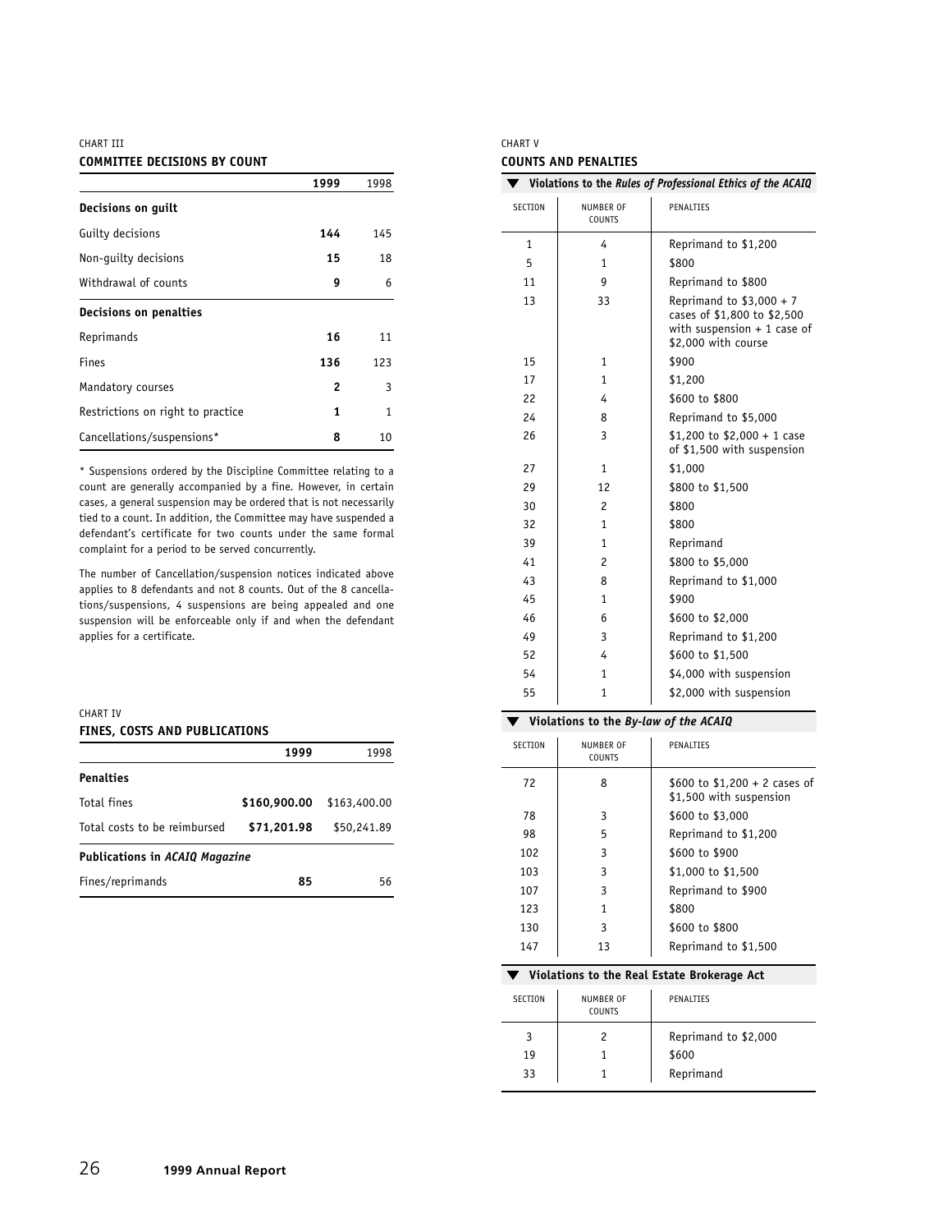CHART III

**COMMITTEE DECISIONS BY COUNT**

| | 1999 | 1998 |
|---|---|---|
| **Decisions on guilt** | | |
| Guilty decisions | **144** | 145 |
| Non-guilty decisions | **15** | 18 |
| Withdrawal of counts | **9** | 6 |
| **Decisions on penalties** | | |
| Reprimands | **16** | 11 |
| Fines | **136** | 123 |
| Mandatory courses | **2** | 3 |
| Restrictions on right to practice | **1** | 1 |
| Cancellations/suspensions* | **8** | 10 |

* Suspensions ordered by the Discipline Committee relating to a count are generally accompanied by a fine. However, in certain cases, a general suspension may be ordered that is not necessarily tied to a count. In addition, the Committee may have suspended a defendant's certificate for two counts under the same formal complaint for a period to be served concurrently.

The number of Cancellation/suspension notices indicated above applies to 8 defendants and not 8 counts. Out of the 8 cancellations/suspensions, 4 suspensions are being appealed and one suspension will be enforceable only if and when the defendant applies for a certificate.

CHART IV

**FINES, COSTS AND PUBLICATIONS**

| | 1999 | 1998 |
|---|---|---|
| **Penalties** | | |
| Total fines | **$160,900.00** | $163,400.00 |
| Total costs to be reimbursed | **$71,201.98** | $50,241.89 |
| **Publications in *ACAIQ Magazine*** | | |
| Fines/reprimands | **85** | 56 |

CHART V

**COUNTS AND PENALTIES**

**Violations to the *Rules of Professional Ethics of the ACAIQ***

| SECTION | NUMBER OF COUNTS | PENALTIES |
|---|---|---|
| 1 | 4 | Reprimand to $1,200 |
| 5 | 1 | $800 |
| 11 | 9 | Reprimand to $800 |
| 13 | 33 | Reprimand to $3,000 + 7 cases of $1,800 to $2,500 with suspension + 1 case of $2,000 with course |
| 15 | 1 | $900 |
| 17 | 1 | $1,200 |
| 22 | 4 | $600 to $800 |
| 24 | 8 | Reprimand to $5,000 |
| 26 | 3 | $1,200 to $2,000 + 1 case of $1,500 with suspension |
| 27 | 1 | $1,000 |
| 29 | 12 | $800 to $1,500 |
| 30 | 2 | $800 |
| 32 | 1 | $800 |
| 39 | 1 | Reprimand |
| 41 | 2 | $800 to $5,000 |
| 43 | 8 | Reprimand to $1,000 |
| 45 | 1 | $900 |
| 46 | 6 | $600 to $2,000 |
| 49 | 3 | Reprimand to $1,200 |
| 52 | 4 | $600 to $1,500 |
| 54 | 1 | $4,000 with suspension |
| 55 | 1 | $2,000 with suspension |

**Violations to the *By-law of the ACAIQ***

| SECTION | NUMBER OF COUNTS | PENALTIES |
|---|---|---|
| 72 | 8 | $600 to $1,200 + 2 cases of $1,500 with suspension |
| 78 | 3 | $600 to $3,000 |
| 98 | 5 | Reprimand to $1,200 |
| 102 | 3 | $600 to $900 |
| 103 | 3 | $1,000 to $1,500 |
| 107 | 3 | Reprimand to $900 |
| 123 | 1 | $800 |
| 130 | 3 | $600 to $800 |
| 147 | 13 | Reprimand to $1,500 |

**Violations to the Real Estate Brokerage Act**

| SECTION | NUMBER OF COUNTS | PENALTIES |
|---|---|---|
| 3 | 2 | Reprimand to $2,000 |
| 19 | 1 | $600 |
| 33 | 1 | Reprimand |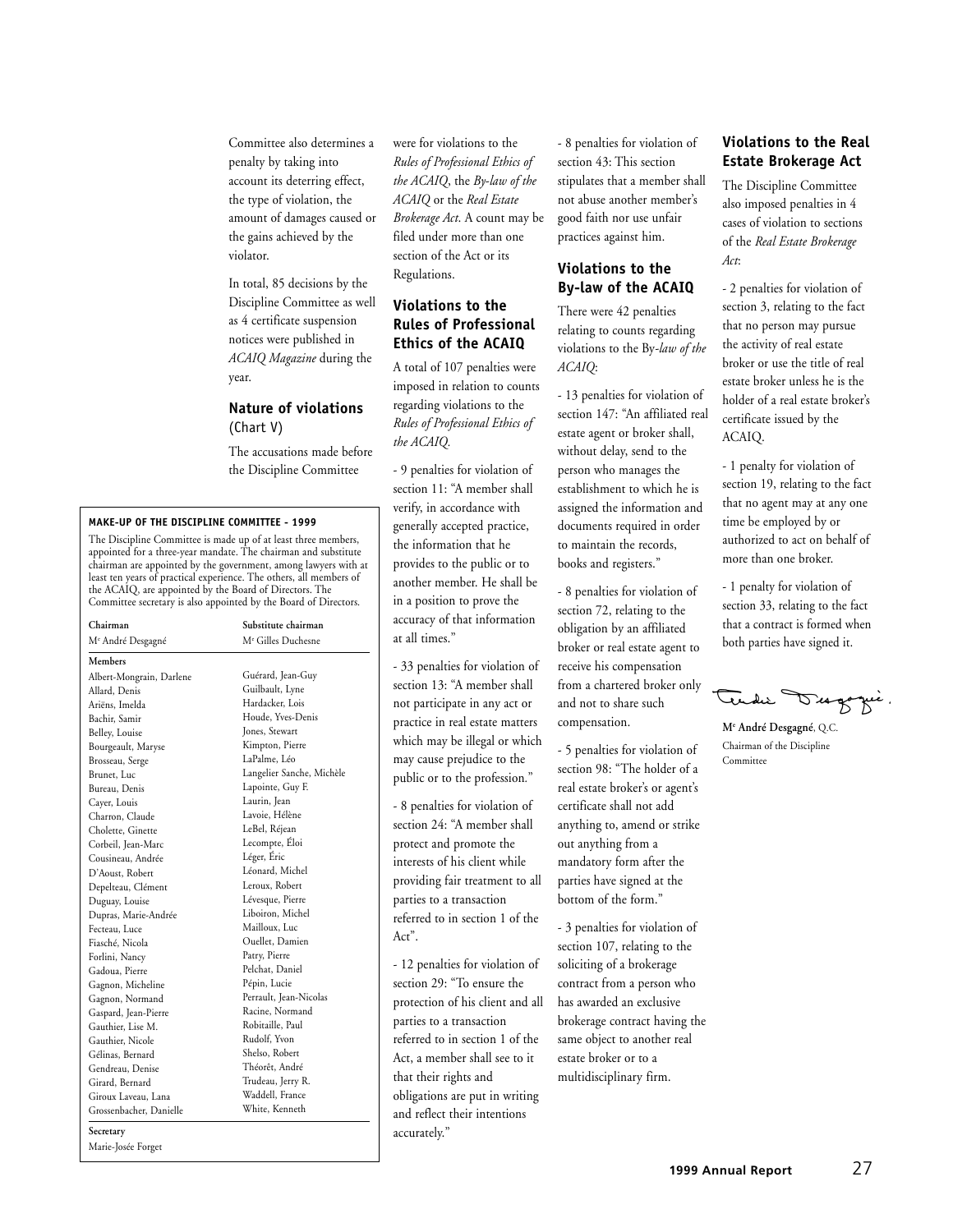Committee also determines a penalty by taking into account its deterring effect, the type of violation, the amount of damages caused or the gains achieved by the violator.

In total, 85 decisions by the Discipline Committee as well as 4 certificate suspension notices were published in *ACAIQ Magazine* during the year.

### Nature of violations
(Chart V)

The accusations made before the Discipline Committee were for violations to the *Rules of Professional Ethics of the ACAIQ*, the *By-law of the ACAIQ* or the *Real Estate Brokerage Act*. A count may be filed under more than one section of the Act or its Regulations.

### Violations to the Rules of Professional Ethics of the ACAIQ

A total of 107 penalties were imposed in relation to counts regarding violations to the *Rules of Professional Ethics of the ACAIQ*.

- 9 penalties for violation of section 11: "A member shall verify, in accordance with generally accepted practice, the information that he provides to the public or to another member. He shall be in a position to prove the accuracy of that information at all times."

- 33 penalties for violation of section 13: "A member shall not participate in any act or practice in real estate matters which may be illegal or which may cause prejudice to the public or to the profession."

- 8 penalties for violation of section 24: "A member shall protect and promote the interests of his client while providing fair treatment to all parties to a transaction referred to in section 1 of the Act".

- 12 penalties for violation of section 29: "To ensure the protection of his client and all parties to a transaction referred to in section 1 of the Act, a member shall see to it that their rights and obligations are put in writing and reflect their intentions accurately."

- 8 penalties for violation of section 43: This section stipulates that a member shall not abuse another member's good faith nor use unfair practices against him.

### Violations to the By-law of the ACAIQ

There were 42 penalties relating to counts regarding violations to the B*y-law of the ACAIQ*:

- 13 penalties for violation of section 147: "An affiliated real estate agent or broker shall, without delay, send to the person who manages the establishment to which he is assigned the information and documents required in order to maintain the records, books and registers."

- 8 penalties for violation of section 72, relating to the obligation by an affiliated broker or real estate agent to receive his compensation from a chartered broker only and not to share such compensation.

- 5 penalties for violation of section 98: "The holder of a real estate broker's or agent's certificate shall not add anything to, amend or strike out anything from a mandatory form after the parties have signed at the bottom of the form."

- 3 penalties for violation of section 107, relating to the soliciting of a brokerage contract from a person who has awarded an exclusive brokerage contract having the same object to another real estate broker or to a multidisciplinary firm.

### Violations to the Real Estate Brokerage Act

The Discipline Committee also imposed penalties in 4 cases of violation to sections of the *Real Estate Brokerage Act*:

- 2 penalties for violation of section 3, relating to the fact that no person may pursue the activity of real estate broker or use the title of real estate broker unless he is the holder of a real estate broker's certificate issued by the ACAIQ.

- 1 penalty for violation of section 19, relating to the fact that no agent may at any one time be employed by or authorized to act on behalf of more than one broker.

- 1 penalty for violation of section 33, relating to the fact that a contract is formed when both parties have signed it.

**M**e **André Desgagné**, Q.C.
Chairman of the Discipline Committee

---

**MAKE-UP OF THE DISCIPLINE COMMITTEE - 1999**

The Discipline Committee is made up of at least three members, appointed for a three-year mandate. The chairman and substitute chairman are appointed by the government, among lawyers with at least ten years of practical experience. The others, all members of the ACAIQ, are appointed by the Board of Directors. The Committee secretary is also appointed by the Board of Directors.

| **Chairman** | **Substitute chairman** |
|---|---|
| Me André Desgagné | Me Gilles Duchesne |

**Members**

| | |
|---|---|
| Albert-Mongrain, Darlene | Guérard, Jean-Guy |
| Allard, Denis | Guilbault, Lyne |
| Ariëns, Imelda | Hardacker, Lois |
| Bachir, Samir | Houde, Yves-Denis |
| Belley, Louise | Jones, Stewart |
| Bourgeault, Maryse | Kimpton, Pierre |
| Brosseau, Serge | LaPalme, Léo |
| Brunet, Luc | Langelier Sanche, Michèle |
| Bureau, Denis | Lapointe, Guy F. |
| Cayer, Louis | Laurin, Jean |
| Charron, Claude | Lavoie, Hélène |
| Cholette, Ginette | LeBel, Réjean |
| Corbeil, Jean-Marc | Lecompte, Éloi |
| Cousineau, Andrée | Léger, Éric |
| D'Aoust, Robert | Léonard, Michel |
| Depelteau, Clément | Leroux, Robert |
| Duguay, Louise | Lévesque, Pierre |
| Dupras, Marie-Andrée | Liboiron, Michel |
| Fecteau, Luce | Mailloux, Luc |
| Fiasché, Nicola | Ouellet, Damien |
| Forlini, Nancy | Patry, Pierre |
| Gadoua, Pierre | Pelchat, Daniel |
| Gagnon, Micheline | Pépin, Lucie |
| Gagnon, Normand | Perrault, Jean-Nicolas |
| Gaspard, Jean-Pierre | Racine, Normand |
| Gauthier, Lise M. | Robitaille, Paul |
| Gauthier, Nicole | Rudolf, Yvon |
| Gélinas, Bernard | Shelso, Robert |
| Gendreau, Denise | Théorêt, André |
| Girard, Bernard | Trudeau, Jerry R. |
| Giroux Laveau, Lana | Waddell, France |
| Grossenbacher, Danielle | White, Kenneth |

**Secretary**
Marie-Josée Forget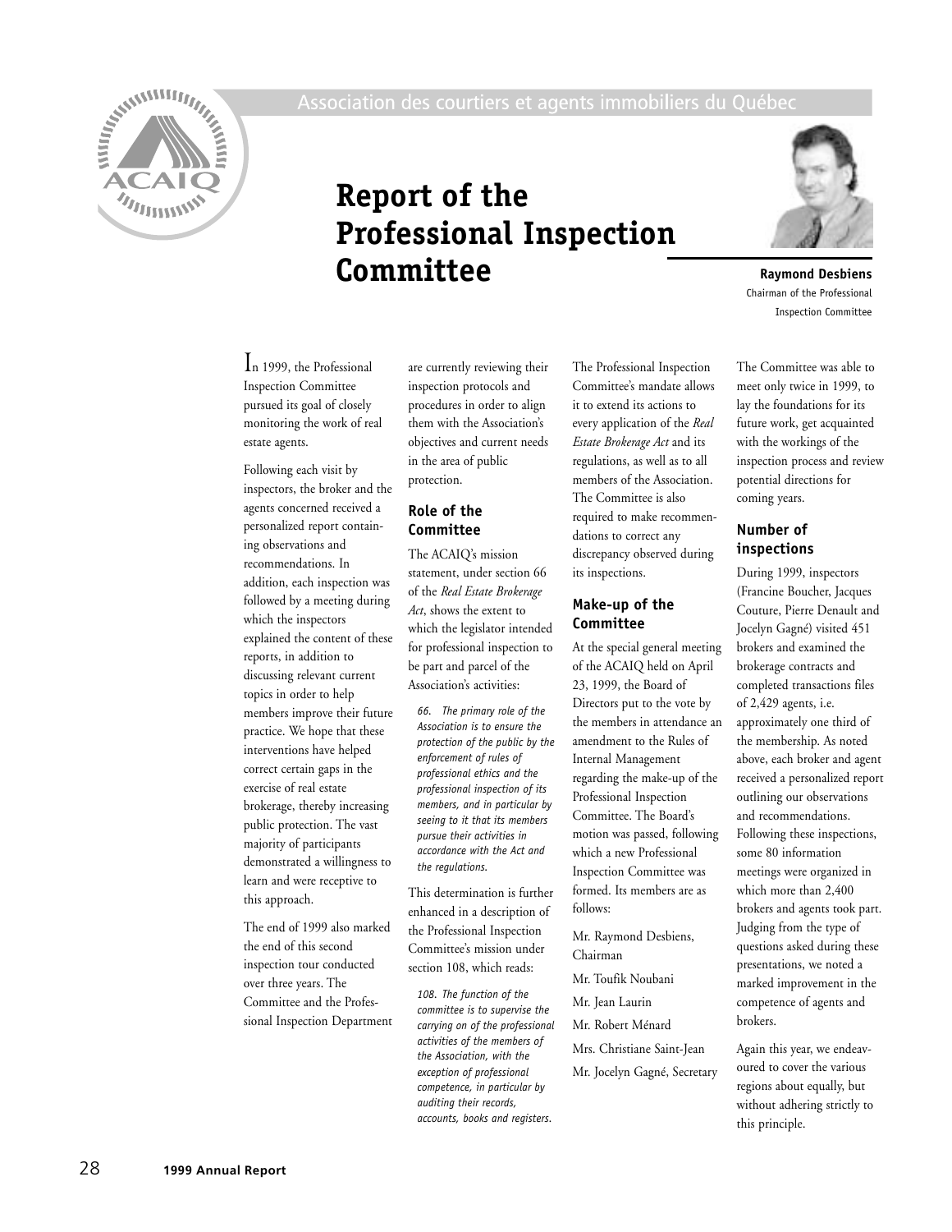Association des courtiers et agents immobiliers du Québec

# Report of the Professional Inspection Committee

**Raymond Desbiens**
Chairman of the Professional Inspection Committee

In 1999, the Professional Inspection Committee pursued its goal of closely monitoring the work of real estate agents.

Following each visit by inspectors, the broker and the agents concerned received a personalized report containing observations and recommendations. In addition, each inspection was followed by a meeting during which the inspectors explained the content of these reports, in addition to discussing relevant current topics in order to help members improve their future practice. We hope that these interventions have helped correct certain gaps in the exercise of real estate brokerage, thereby increasing public protection. The vast majority of participants demonstrated a willingness to learn and were receptive to this approach.

The end of 1999 also marked the end of this second inspection tour conducted over three years. The Committee and the Professional Inspection Department are currently reviewing their inspection protocols and procedures in order to align them with the Association's objectives and current needs in the area of public protection.

## Role of the Committee

The ACAIQ's mission statement, under section 66 of the *Real Estate Brokerage Act*, shows the extent to which the legislator intended for professional inspection to be part and parcel of the Association's activities:

> *66. The primary role of the Association is to ensure the protection of the public by the enforcement of rules of professional ethics and the professional inspection of its members, and in particular by seeing to it that its members pursue their activities in accordance with the Act and the regulations.*

This determination is further enhanced in a description of the Professional Inspection Committee's mission under section 108, which reads:

> *108. The function of the committee is to supervise the carrying on of the professional activities of the members of the Association, with the exception of professional competence, in particular by auditing their records, accounts, books and registers.*

The Professional Inspection Committee's mandate allows it to extend its actions to every application of the *Real Estate Brokerage Act* and its regulations, as well as to all members of the Association. The Committee is also required to make recommendations to correct any discrepancy observed during its inspections.

## Make-up of the Committee

At the special general meeting of the ACAIQ held on April 23, 1999, the Board of Directors put to the vote by the members in attendance an amendment to the Rules of Internal Management regarding the make-up of the Professional Inspection Committee. The Board's motion was passed, following which a new Professional Inspection Committee was formed. Its members are as follows:

Mr. Raymond Desbiens, Chairman

Mr. Toufik Noubani

Mr. Jean Laurin

Mr. Robert Ménard

Mrs. Christiane Saint-Jean

Mr. Jocelyn Gagné, Secretary

The Committee was able to meet only twice in 1999, to lay the foundations for its future work, get acquainted with the workings of the inspection process and review potential directions for coming years.

## Number of inspections

During 1999, inspectors (Francine Boucher, Jacques Couture, Pierre Denault and Jocelyn Gagné) visited 451 brokers and examined the brokerage contracts and completed transactions files of 2,429 agents, i.e. approximately one third of the membership. As noted above, each broker and agent received a personalized report outlining our observations and recommendations. Following these inspections, some 80 information meetings were organized in which more than 2,400 brokers and agents took part. Judging from the type of questions asked during these presentations, we noted a marked improvement in the competence of agents and brokers.

Again this year, we endeavoured to cover the various regions about equally, but without adhering strictly to this principle.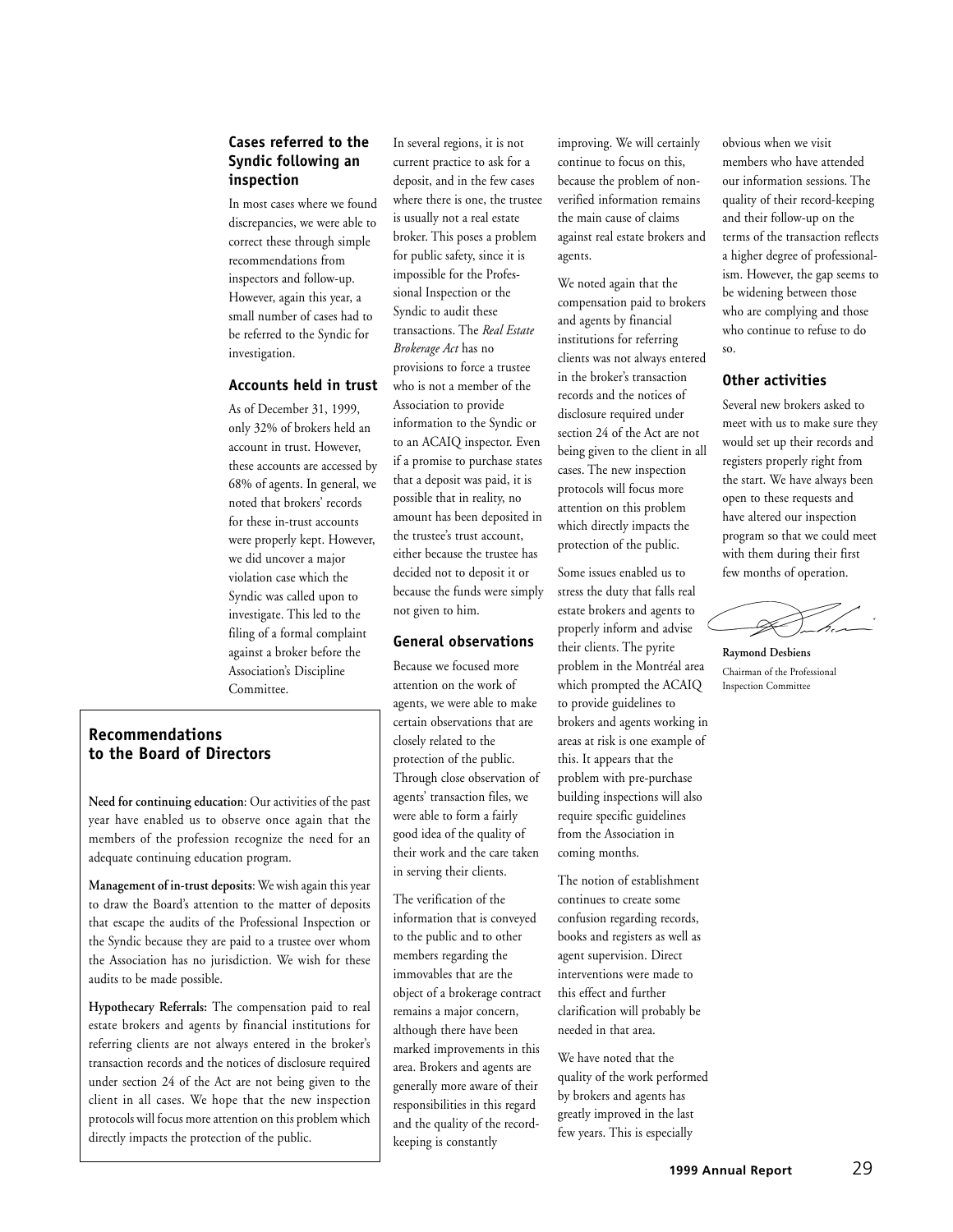### Cases referred to the Syndic following an inspection

In most cases where we found discrepancies, we were able to correct these through simple recommendations from inspectors and follow-up. However, again this year, a small number of cases had to be referred to the Syndic for investigation.

### Accounts held in trust

As of December 31, 1999, only 32% of brokers held an account in trust. However, these accounts are accessed by 68% of agents. In general, we noted that brokers' records for these in-trust accounts were properly kept. However, we did uncover a major violation case which the Syndic was called upon to investigate. This led to the filing of a formal complaint against a broker before the Association's Discipline Committee.

In several regions, it is not current practice to ask for a deposit, and in the few cases where there is one, the trustee is usually not a real estate broker. This poses a problem for public safety, since it is impossible for the Professional Inspection or the Syndic to audit these transactions. The *Real Estate Brokerage Act* has no provisions to force a trustee who is not a member of the Association to provide information to the Syndic or to an ACAIQ inspector. Even if a promise to purchase states that a deposit was paid, it is possible that in reality, no amount has been deposited in the trustee's trust account, either because the trustee has decided not to deposit it or because the funds were simply not given to him.

### General observations

Because we focused more attention on the work of agents, we were able to make certain observations that are closely related to the protection of the public. Through close observation of agents' transaction files, we were able to form a fairly good idea of the quality of their work and the care taken in serving their clients.

The verification of the information that is conveyed to the public and to other members regarding the immovables that are the object of a brokerage contract remains a major concern, although there have been marked improvements in this area. Brokers and agents are generally more aware of their responsibilities in this regard and the quality of the record-keeping is constantly improving. We will certainly continue to focus on this, because the problem of non-verified information remains the main cause of claims against real estate brokers and agents.

We noted again that the compensation paid to brokers and agents by financial institutions for referring clients was not always entered in the broker's transaction records and the notices of disclosure required under section 24 of the Act are not being given to the client in all cases. The new inspection protocols will focus more attention on this problem which directly impacts the protection of the public.

Some issues enabled us to stress the duty that falls real estate brokers and agents to properly inform and advise their clients. The pyrite problem in the Montréal area which prompted the ACAIQ to provide guidelines to brokers and agents working in areas at risk is one example of this. It appears that the problem with pre-purchase building inspections will also require specific guidelines from the Association in coming months.

The notion of establishment continues to create some confusion regarding records, books and registers as well as agent supervision. Direct interventions were made to this effect and further clarification will probably be needed in that area.

We have noted that the quality of the work performed by brokers and agents has greatly improved in the last few years. This is especially obvious when we visit members who have attended our information sessions. The quality of their record-keeping and their follow-up on the terms of the transaction reflects a higher degree of professionalism. However, the gap seems to be widening between those who are complying and those who continue to refuse to do so.

### Other activities

Several new brokers asked to meet with us to make sure they would set up their records and registers properly right from the start. We have always been open to these requests and have altered our inspection program so that we could meet with them during their first few months of operation.

**Raymond Desbiens**
Chairman of the Professional Inspection Committee

## Recommendations to the Board of Directors

**Need for continuing education**: Our activities of the past year have enabled us to observe once again that the members of the profession recognize the need for an adequate continuing education program.

**Management of in-trust deposits**: We wish again this year to draw the Board's attention to the matter of deposits that escape the audits of the Professional Inspection or the Syndic because they are paid to a trustee over whom the Association has no jurisdiction. We wish for these audits to be made possible.

**Hypothecary Referrals:** The compensation paid to real estate brokers and agents by financial institutions for referring clients are not always entered in the broker's transaction records and the notices of disclosure required under section 24 of the Act are not being given to the client in all cases. We hope that the new inspection protocols will focus more attention on this problem which directly impacts the protection of the public.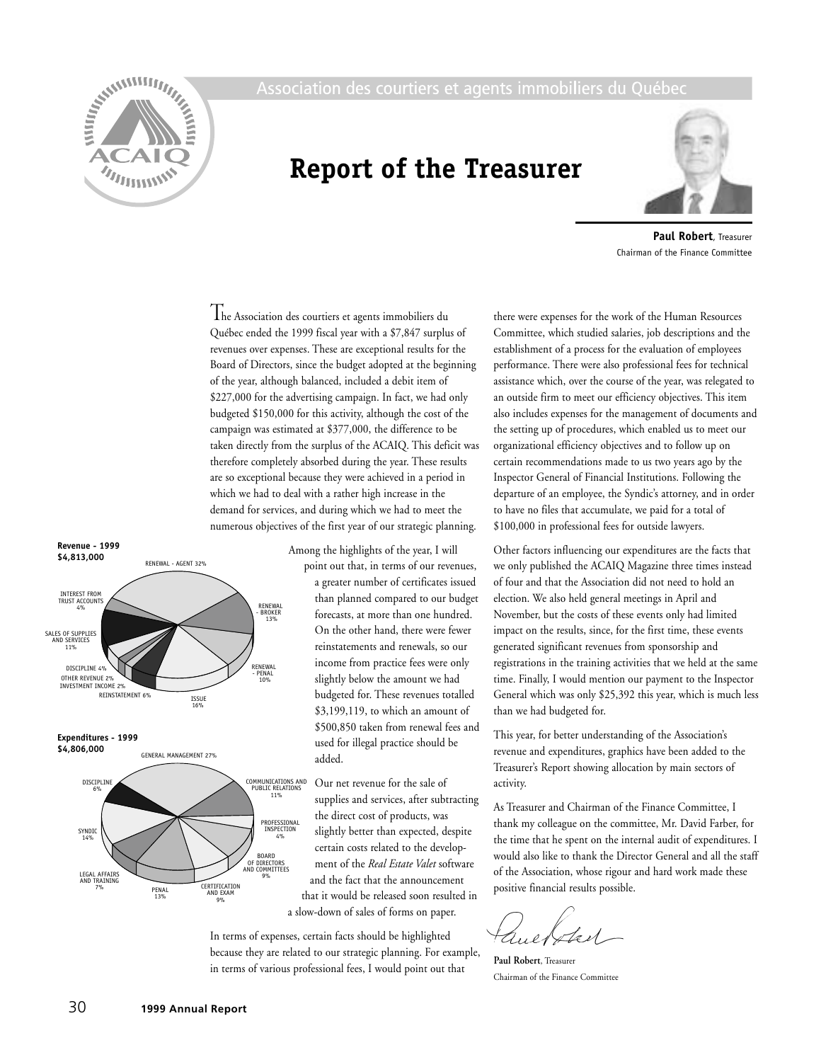Association des courtiers et agents immobiliers du Québec

# Report of the Treasurer

**Paul Robert**, Treasurer
Chairman of the Finance Committee

The Association des courtiers et agents immobiliers du Québec ended the 1999 fiscal year with a $7,847 surplus of revenues over expenses. These are exceptional results for the Board of Directors, since the budget adopted at the beginning of the year, although balanced, included a debit item of $227,000 for the advertising campaign. In fact, we had only budgeted $150,000 for this activity, although the cost of the campaign was estimated at $377,000, the difference to be taken directly from the surplus of the ACAIQ. This deficit was therefore completely absorbed during the year. These results are so exceptional because they were achieved in a period in which we had to deal with a rather high increase in the demand for services, and during which we had to meet the numerous objectives of the first year of our strategic planning.

**Revenue - 1999**
**$4,813,000**

RENEWAL - AGENT 32%
RENEWAL - BROKER 13%
RENEWAL - PENAL 10%
ISSUE 16%
REINSTATEMENT 6%
INVESTMENT INCOME 2%
OTHER REVENUE 2%
DISCIPLINE 4%
SALES OF SUPPLIES AND SERVICES 11%
INTEREST FROM TRUST ACCOUNTS 4%

**Expenditures - 1999**
**$4,806,000**

GENERAL MANAGEMENT 27%
COMMUNICATIONS AND PUBLIC RELATIONS 11%
PROFESSIONAL INSPECTION 4%
BOARD OF DIRECTORS AND COMMITTEES 9%
CERTIFICATION AND EXAM 9%
PENAL 13%
LEGAL AFFAIRS AND TRAINING 7%
SYNDIC 14%
DISCIPLINE 6%

Among the highlights of the year, I will point out that, in terms of our revenues, a greater number of certificates issued than planned compared to our budget forecasts, at more than one hundred. On the other hand, there were fewer reinstatements and renewals, so our income from practice fees were only slightly below the amount we had budgeted for. These revenues totalled $3,199,119, to which an amount of $500,850 taken from renewal fees and used for illegal practice should be added.

Our net revenue for the sale of supplies and services, after subtracting the direct cost of products, was slightly better than expected, despite certain costs related to the development of the *Real Estate Valet* software and the fact that the announcement that it would be released soon resulted in a slow-down of sales of forms on paper.

In terms of expenses, certain facts should be highlighted because they are related to our strategic planning. For example, in terms of various professional fees, I would point out that there were expenses for the work of the Human Resources Committee, which studied salaries, job descriptions and the establishment of a process for the evaluation of employees performance. There were also professional fees for technical assistance which, over the course of the year, was relegated to an outside firm to meet our efficiency objectives. This item also includes expenses for the management of documents and the setting up of procedures, which enabled us to meet our organizational efficiency objectives and to follow up on certain recommendations made to us two years ago by the Inspector General of Financial Institutions. Following the departure of an employee, the Syndic's attorney, and in order to have no files that accumulate, we paid for a total of $100,000 in professional fees for outside lawyers.

Other factors influencing our expenditures are the facts that we only published the ACAIQ Magazine three times instead of four and that the Association did not need to hold an election. We also held general meetings in April and November, but the costs of these events only had limited impact on the results, since, for the first time, these events generated significant revenues from sponsorship and registrations in the training activities that we held at the same time. Finally, I would mention our payment to the Inspector General which was only $25,392 this year, which is much less than we had budgeted for.

This year, for better understanding of the Association's revenue and expenditures, graphics have been added to the Treasurer's Report showing allocation by main sectors of activity.

As Treasurer and Chairman of the Finance Committee, I thank my colleague on the committee, Mr. David Farber, for the time that he spent on the internal audit of expenditures. I would also like to thank the Director General and all the staff of the Association, whose rigour and hard work made these positive financial results possible.

**Paul Robert**, Treasurer
Chairman of the Finance Committee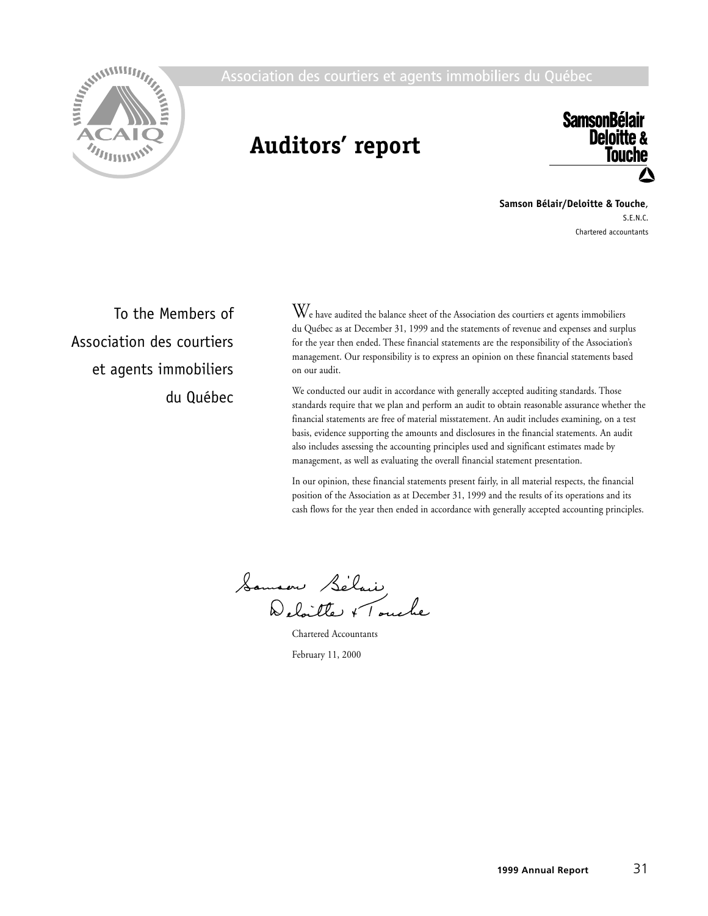Association des courtiers et agents immobiliers du Québec

# Auditors' report

**Samson Bélair/Deloitte & Touche**, S.E.N.C.
Chartered accountants

To the Members of Association des courtiers et agents immobiliers du Québec

We have audited the balance sheet of the Association des courtiers et agents immobiliers du Québec as at December 31, 1999 and the statements of revenue and expenses and surplus for the year then ended. These financial statements are the responsibility of the Association's management. Our responsibility is to express an opinion on these financial statements based on our audit.

We conducted our audit in accordance with generally accepted auditing standards. Those standards require that we plan and perform an audit to obtain reasonable assurance whether the financial statements are free of material misstatement. An audit includes examining, on a test basis, evidence supporting the amounts and disclosures in the financial statements. An audit also includes assessing the accounting principles used and significant estimates made by management, as well as evaluating the overall financial statement presentation.

In our opinion, these financial statements present fairly, in all material respects, the financial position of the Association as at December 31, 1999 and the results of its operations and its cash flows for the year then ended in accordance with generally accepted accounting principles.

Samson Bélair Deloitte & Touche

Chartered Accountants

February 11, 2000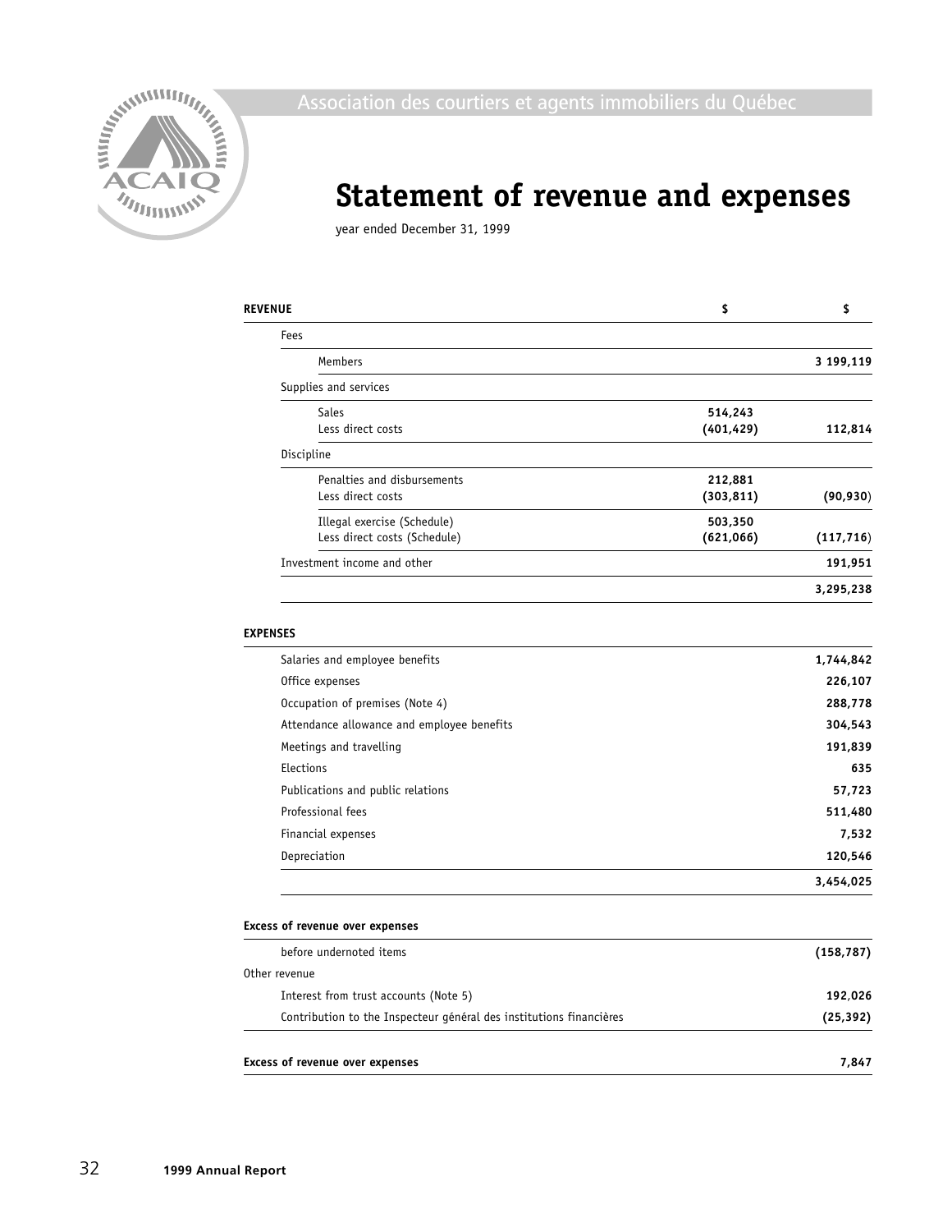Association des courtiers et agents immobiliers du Québec

# Statement of revenue and expenses

year ended December 31, 1999

| REVENUE | $ | $ |
|---|---|---|
| Fees | | |
| Members | | **3 199,119** |
| Supplies and services | | |
| Sales | **514,243** | |
| Less direct costs | **(401,429)** | **112,814** |
| Discipline | | |
| Penalties and disbursements | **212,881** | |
| Less direct costs | **(303,811)** | **(90,930)** |
| Illegal exercise (Schedule) | **503,350** | |
| Less direct costs (Schedule) | **(621,066)** | **(117,716)** |
| Investment income and other | | **191,951** |
| | | **3,295,238** |

| EXPENSES | |
|---|---|
| Salaries and employee benefits | **1,744,842** |
| Office expenses | **226,107** |
| Occupation of premises (Note 4) | **288,778** |
| Attendance allowance and employee benefits | **304,543** |
| Meetings and travelling | **191,839** |
| Elections | **635** |
| Publications and public relations | **57,723** |
| Professional fees | **511,480** |
| Financial expenses | **7,532** |
| Depreciation | **120,546** |
| | **3,454,025** |

| Excess of revenue over expenses | |
|---|---|
| before undernoted items | **(158,787)** |
| Other revenue | |
| Interest from trust accounts (Note 5) | **192,026** |
| Contribution to the Inspecteur général des institutions financières | **(25,392)** |
| **Excess of revenue over expenses** | **7,847** |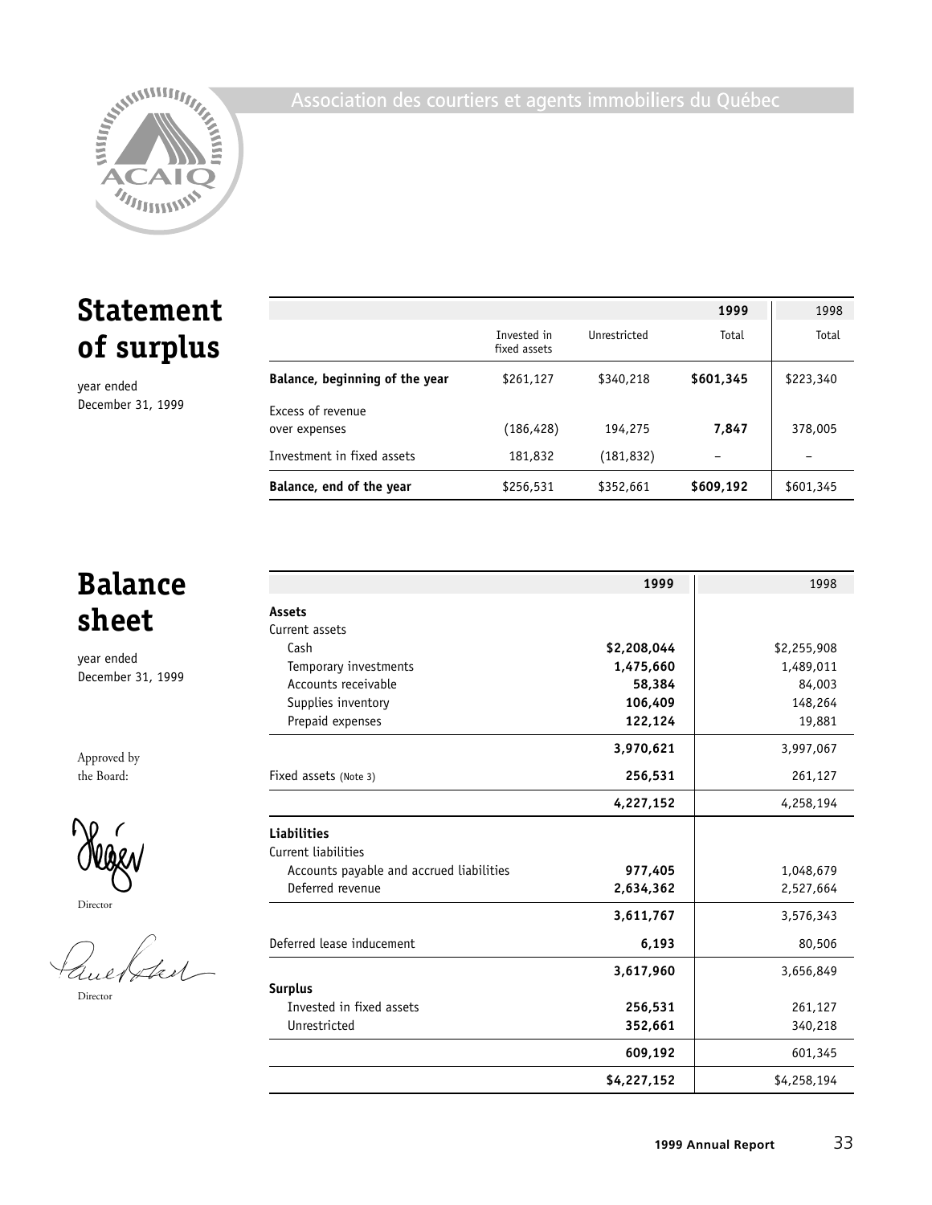Association des courtiers et agents immobiliers du Québec

# Statement of surplus

year ended
December 31, 1999

| | 1999 | | | 1998 |
|---|---|---|---|---|
| | Invested in fixed assets | Unrestricted | Total | Total |
| **Balance, beginning of the year** | $261,127 | $340,218 | **$601,345** | $223,340 |
| Excess of revenue over expenses | (186,428) | 194,275 | **7,847** | 378,005 |
| Investment in fixed assets | 181,832 | (181,832) | – | – |
| **Balance, end of the year** | $256,531 | $352,661 | **$609,192** | $601,345 |

# Balance sheet

year ended
December 31, 1999

| | 1999 | 1998 |
|---|---|---|
| **Assets** | | |
| Current assets | | |
| Cash | **$2,208,044** | $2,255,908 |
| Temporary investments | **1,475,660** | 1,489,011 |
| Accounts receivable | **58,384** | 84,003 |
| Supplies inventory | **106,409** | 148,264 |
| Prepaid expenses | **122,124** | 19,881 |
| | **3,970,621** | 3,997,067 |
| Fixed assets (Note 3) | **256,531** | 261,127 |
| | **4,227,152** | 4,258,194 |
| **Liabilities** | | |
| Current liabilities | | |
| Accounts payable and accrued liabilities | **977,405** | 1,048,679 |
| Deferred revenue | **2,634,362** | 2,527,664 |
| | **3,611,767** | 3,576,343 |
| Deferred lease inducement | **6,193** | 80,506 |
| | **3,617,960** | 3,656,849 |
| **Surplus** | | |
| Invested in fixed assets | **256,531** | 261,127 |
| Unrestricted | **352,661** | 340,218 |
| | **609,192** | 601,345 |
| | **$4,227,152** | $4,258,194 |

Approved by
the Board:

Director

Director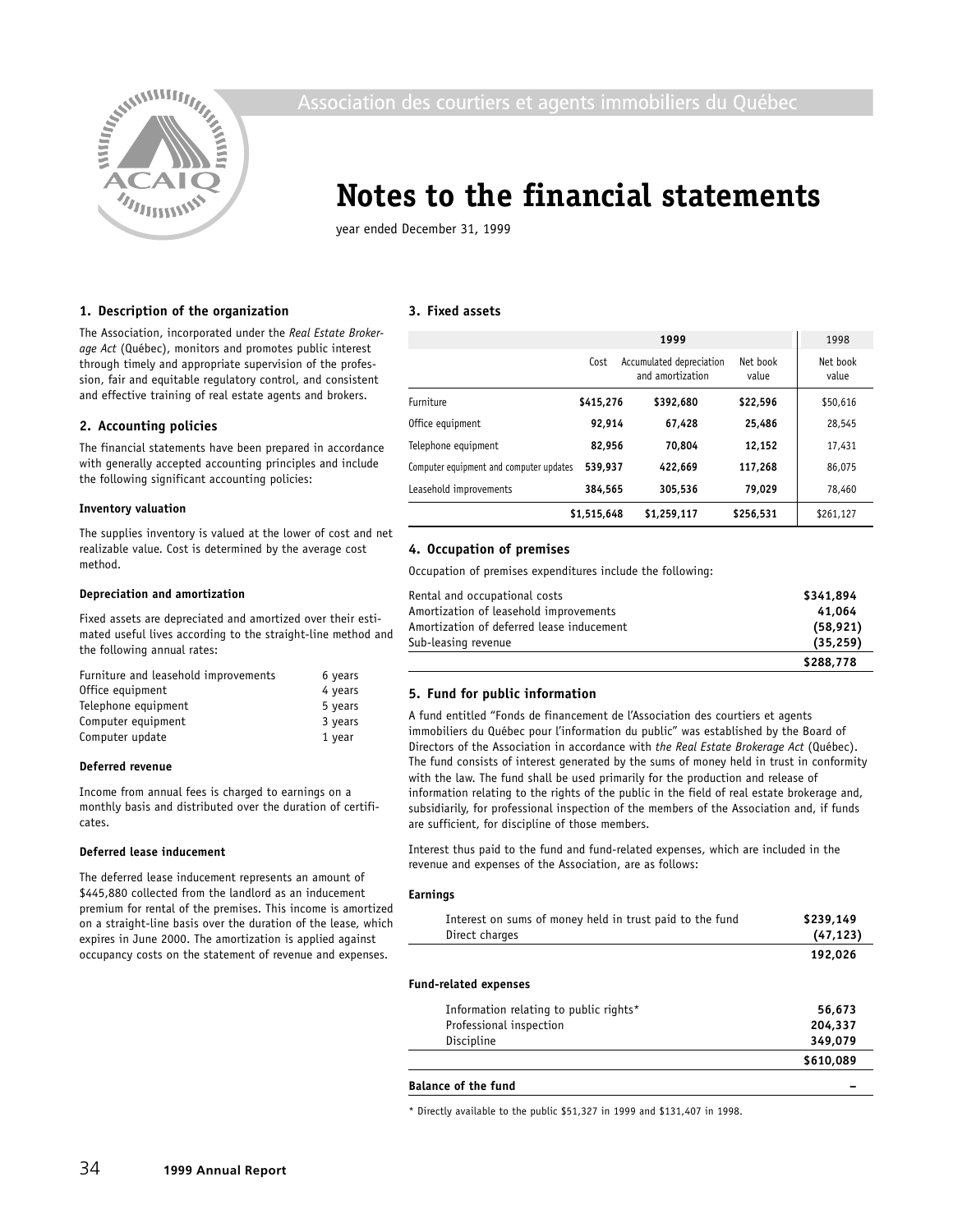# Notes to the financial statements

year ended December 31, 1999

## 1. Description of the organization

The Association, incorporated under the *Real Estate Brokerage Act* (Québec), monitors and promotes public interest through timely and appropriate supervision of the profession, fair and equitable regulatory control, and consistent and effective training of real estate agents and brokers.

## 2. Accounting policies

The financial statements have been prepared in accordance with generally accepted accounting principles and include the following significant accounting policies:

**Inventory valuation**

The supplies inventory is valued at the lower of cost and net realizable value. Cost is determined by the average cost method.

**Depreciation and amortization**

Fixed assets are depreciated and amortized over their estimated useful lives according to the straight-line method and the following annual rates:

| | |
|---|---|
| Furniture and leasehold improvements | 6 years |
| Office equipment | 4 years |
| Telephone equipment | 5 years |
| Computer equipment | 3 years |
| Computer update | 1 year |

**Deferred revenue**

Income from annual fees is charged to earnings on a monthly basis and distributed over the duration of certificates.

**Deferred lease inducement**

The deferred lease inducement represents an amount of $445,880 collected from the landlord as an inducement premium for rental of the premises. This income is amortized on a straight-line basis over the duration of the lease, which expires in June 2000. The amortization is applied against occupancy costs on the statement of revenue and expenses.

## 3. Fixed assets

| | 1999 | | | 1998 |
|---|---|---|---|---|
| | Cost | Accumulated depreciation and amortization | Net book value | Net book value |
| Furniture | **$415,276** | **$392,680** | **$22,596** | $50,616 |
| Office equipment | **92,914** | **67,428** | **25,486** | 28,545 |
| Telephone equipment | **82,956** | **70,804** | **12,152** | 17,431 |
| Computer equipment and computer updates | **539,937** | **422,669** | **117,268** | 86,075 |
| Leasehold improvements | **384,565** | **305,536** | **79,029** | 78,460 |
| | **$1,515,648** | **$1,259,117** | **$256,531** | $261,127 |

## 4. Occupation of premises

Occupation of premises expenditures include the following:

| | |
|---|---|
| Rental and occupational costs | **$341,894** |
| Amortization of leasehold improvements | **41,064** |
| Amortization of deferred lease inducement | **(58,921)** |
| Sub-leasing revenue | **(35,259)** |
| | **$288,778** |

## 5. Fund for public information

A fund entitled "Fonds de financement de l'Association des courtiers et agents immobiliers du Québec pour l'information du public" was established by the Board of Directors of the Association in accordance with *the Real Estate Brokerage Act* (Québec). The fund consists of interest generated by the sums of money held in trust in conformity with the law. The fund shall be used primarily for the production and release of information relating to the rights of the public in the field of real estate brokerage and, subsidiarily, for professional inspection of the members of the Association and, if funds are sufficient, for discipline of those members.

Interest thus paid to the fund and fund-related expenses, which are included in the revenue and expenses of the Association, are as follows:

| | |
|---|---|
| **Earnings** | |
| Interest on sums of money held in trust paid to the fund | **$239,149** |
| Direct charges | **(47,123)** |
| | **192,026** |
| **Fund-related expenses** | |
| Information relating to public rights* | **56,673** |
| Professional inspection | **204,337** |
| Discipline | **349,079** |
| | **$610,089** |
| **Balance of the fund** | **–** |

\* Directly available to the public $51,327 in 1999 and $131,407 in 1998.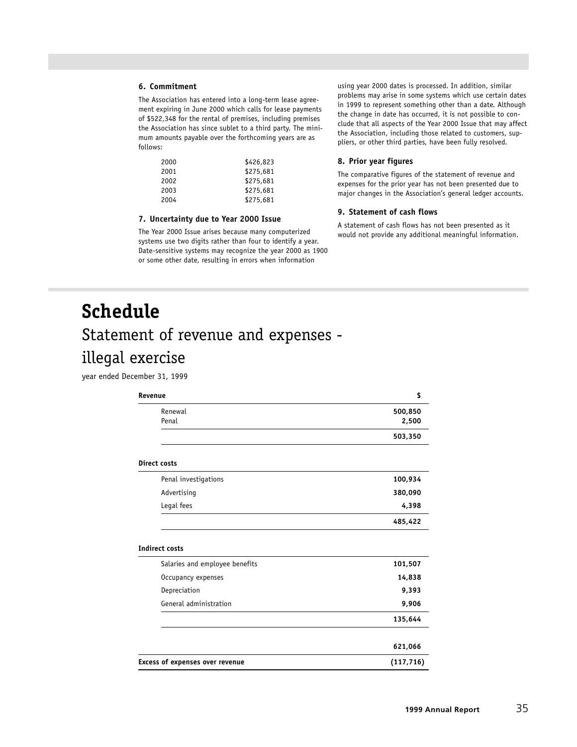### 6. Commitment

The Association has entered into a long-term lease agreement expiring in June 2000 which calls for lease payments of $522,348 for the rental of premises, including premises the Association has since sublet to a third party. The minimum amounts payable over the forthcoming years are as follows:

| | |
|---|---|
| 2000 | $426,823 |
| 2001 | $275,681 |
| 2002 | $275,681 |
| 2003 | $275,681 |
| 2004 | $275,681 |

### 7. Uncertainty due to Year 2000 Issue

The Year 2000 Issue arises because many computerized systems use two digits rather than four to identify a year. Date-sensitive systems may recognize the year 2000 as 1900 or some other date, resulting in errors when information using year 2000 dates is processed. In addition, similar problems may arise in some systems which use certain dates in 1999 to represent something other than a date. Although the change in date has occurred, it is not possible to conclude that all aspects of the Year 2000 Issue that may affect the Association, including those related to customers, suppliers, or other third parties, have been fully resolved.

### 8. Prior year figures

The comparative figures of the statement of revenue and expenses for the prior year has not been presented due to major changes in the Association's general ledger accounts.

### 9. Statement of cash flows

A statement of cash flows has not been presented as it would not provide any additional meaningful information.

# Schedule

## Statement of revenue and expenses - illegal exercise

year ended December 31, 1999

| | $ |
|---|---|
| **Revenue** | |
| Renewal | **500,850** |
| Penal | **2,500** |
| | **503,350** |
| **Direct costs** | |
| Penal investigations | **100,934** |
| Advertising | **380,090** |
| Legal fees | **4,398** |
| | **485,422** |
| **Indirect costs** | |
| Salaries and employee benefits | **101,507** |
| Occupancy expenses | **14,838** |
| Depreciation | **9,393** |
| General administration | **9,906** |
| | **135,644** |
| | **621,066** |
| **Excess of expenses over revenue** | **(117,716)** |